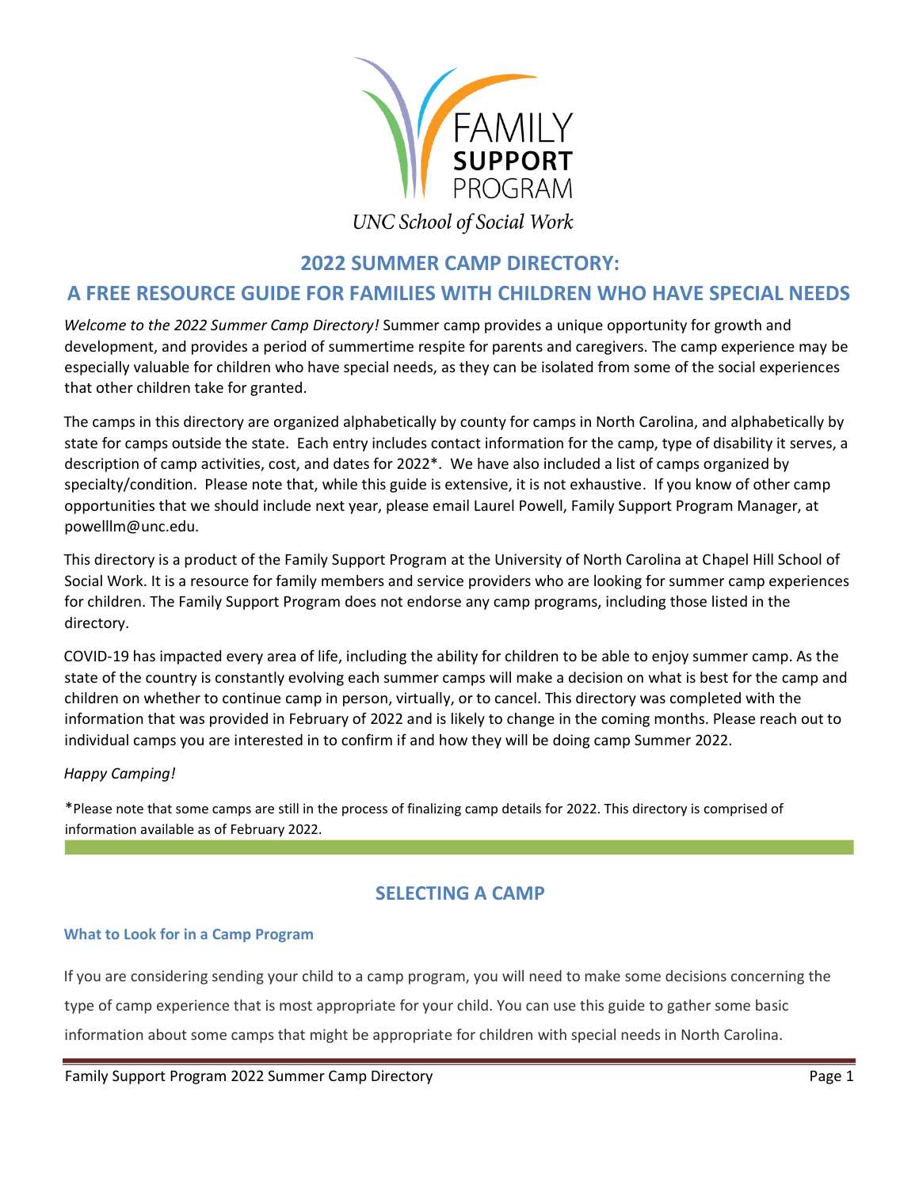FAMILY
**SUPPORT**
PROGRAM

*UNC School of Social Work*

# 2022 SUMMER CAMP DIRECTORY:

# A FREE RESOURCE GUIDE FOR FAMILIES WITH CHILDREN WHO HAVE SPECIAL NEEDS

*Welcome to the 2022 Summer Camp Directory!* Summer camp provides a unique opportunity for growth and development, and provides a period of summertime respite for parents and caregivers. The camp experience may be especially valuable for children who have special needs, as they can be isolated from some of the social experiences that other children take for granted.

The camps in this directory are organized alphabetically by county for camps in North Carolina, and alphabetically by state for camps outside the state. Each entry includes contact information for the camp, type of disability it serves, a description of camp activities, cost, and dates for 2022*. We have also included a list of camps organized by specialty/condition. Please note that, while this guide is extensive, it is not exhaustive. If you know of other camp opportunities that we should include next year, please email Laurel Powell, Family Support Program Manager, at powelllm@unc.edu.

This directory is a product of the Family Support Program at the University of North Carolina at Chapel Hill School of Social Work. It is a resource for family members and service providers who are looking for summer camp experiences for children. The Family Support Program does not endorse any camp programs, including those listed in the directory.

COVID-19 has impacted every area of life, including the ability for children to be able to enjoy summer camp. As the state of the country is constantly evolving each summer camps will make a decision on what is best for the camp and children on whether to continue camp in person, virtually, or to cancel. This directory was completed with the information that was provided in February of 2022 and is likely to change in the coming months. Please reach out to individual camps you are interested in to confirm if and how they will be doing camp Summer 2022.

*Happy Camping!*

*Please note that some camps are still in the process of finalizing camp details for 2022. This directory is comprised of information available as of February 2022.

## SELECTING A CAMP

### What to Look for in a Camp Program

If you are considering sending your child to a camp program, you will need to make some decisions concerning the type of camp experience that is most appropriate for your child. You can use this guide to gather some basic information about some camps that might be appropriate for children with special needs in North Carolina.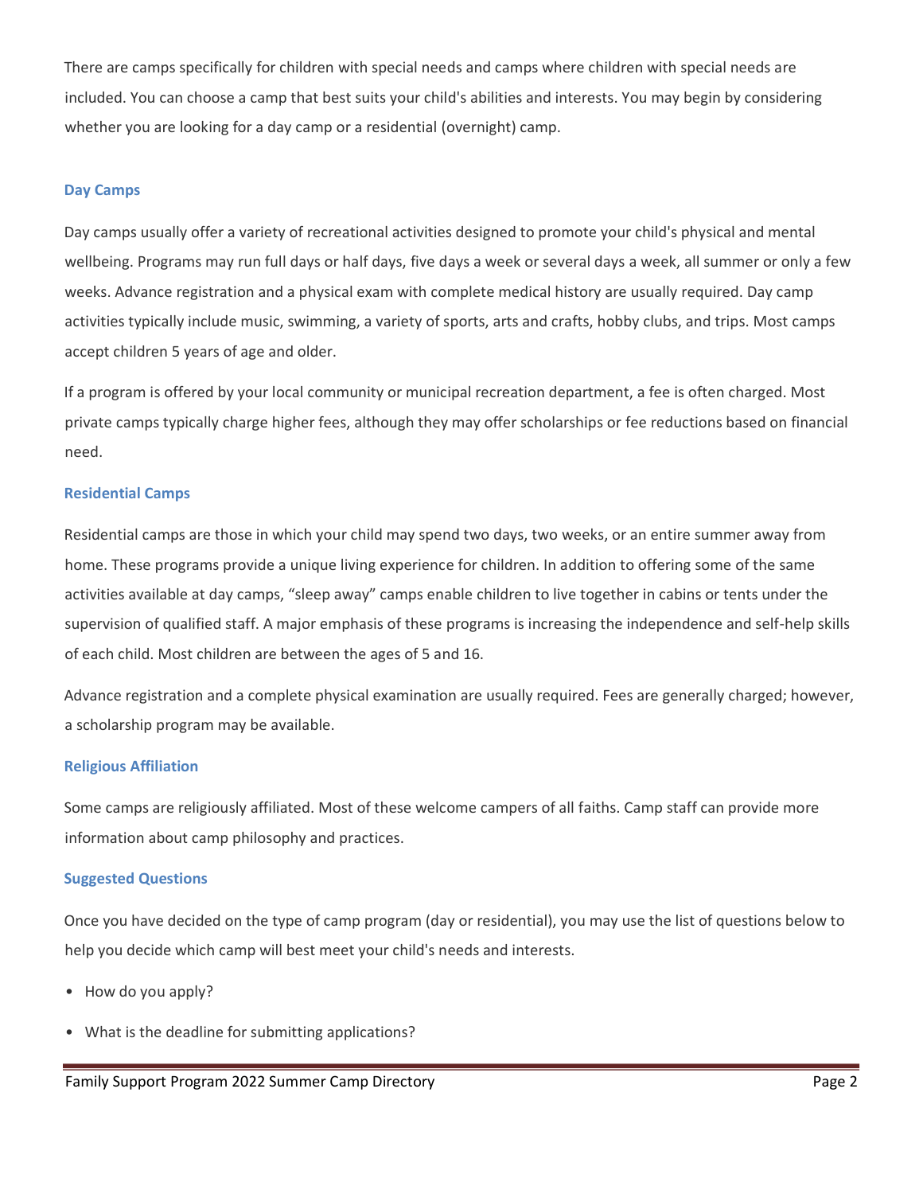There are camps specifically for children with special needs and camps where children with special needs are included. You can choose a camp that best suits your child's abilities and interests. You may begin by considering whether you are looking for a day camp or a residential (overnight) camp.

### Day Camps

Day camps usually offer a variety of recreational activities designed to promote your child's physical and mental wellbeing. Programs may run full days or half days, five days a week or several days a week, all summer or only a few weeks. Advance registration and a physical exam with complete medical history are usually required. Day camp activities typically include music, swimming, a variety of sports, arts and crafts, hobby clubs, and trips. Most camps accept children 5 years of age and older.

If a program is offered by your local community or municipal recreation department, a fee is often charged. Most private camps typically charge higher fees, although they may offer scholarships or fee reductions based on financial need.

### Residential Camps

Residential camps are those in which your child may spend two days, two weeks, or an entire summer away from home. These programs provide a unique living experience for children. In addition to offering some of the same activities available at day camps, "sleep away" camps enable children to live together in cabins or tents under the supervision of qualified staff. A major emphasis of these programs is increasing the independence and self-help skills of each child. Most children are between the ages of 5 and 16.

Advance registration and a complete physical examination are usually required. Fees are generally charged; however, a scholarship program may be available.

### Religious Affiliation

Some camps are religiously affiliated. Most of these welcome campers of all faiths. Camp staff can provide more information about camp philosophy and practices.

### Suggested Questions

Once you have decided on the type of camp program (day or residential), you may use the list of questions below to help you decide which camp will best meet your child's needs and interests.

- How do you apply?
- What is the deadline for submitting applications?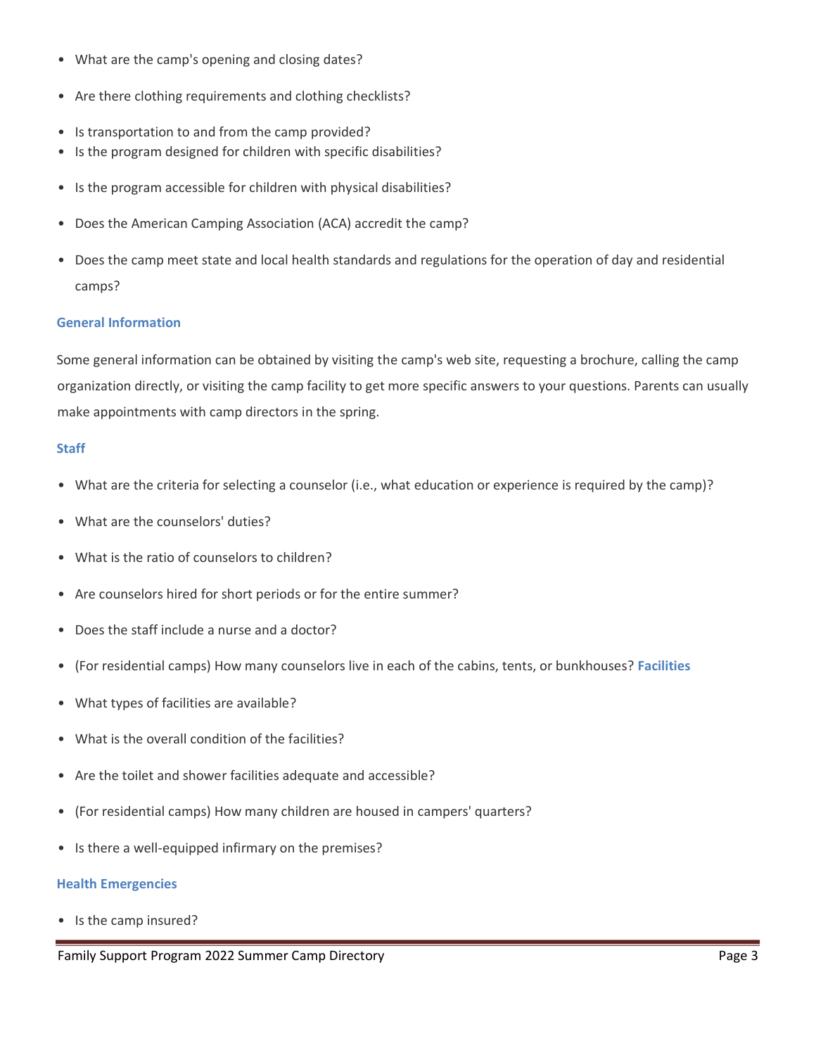- What are the camp's opening and closing dates?
- Are there clothing requirements and clothing checklists?
- Is transportation to and from the camp provided?
- Is the program designed for children with specific disabilities?
- Is the program accessible for children with physical disabilities?
- Does the American Camping Association (ACA) accredit the camp?
- Does the camp meet state and local health standards and regulations for the operation of day and residential camps?

### General Information

Some general information can be obtained by visiting the camp's web site, requesting a brochure, calling the camp organization directly, or visiting the camp facility to get more specific answers to your questions. Parents can usually make appointments with camp directors in the spring.

### Staff

- What are the criteria for selecting a counselor (i.e., what education or experience is required by the camp)?
- What are the counselors' duties?
- What is the ratio of counselors to children?
- Are counselors hired for short periods or for the entire summer?
- Does the staff include a nurse and a doctor?
- (For residential camps) How many counselors live in each of the cabins, tents, or bunkhouses?

### Facilities

- What types of facilities are available?
- What is the overall condition of the facilities?
- Are the toilet and shower facilities adequate and accessible?
- (For residential camps) How many children are housed in campers' quarters?
- Is there a well-equipped infirmary on the premises?

### Health Emergencies

- Is the camp insured?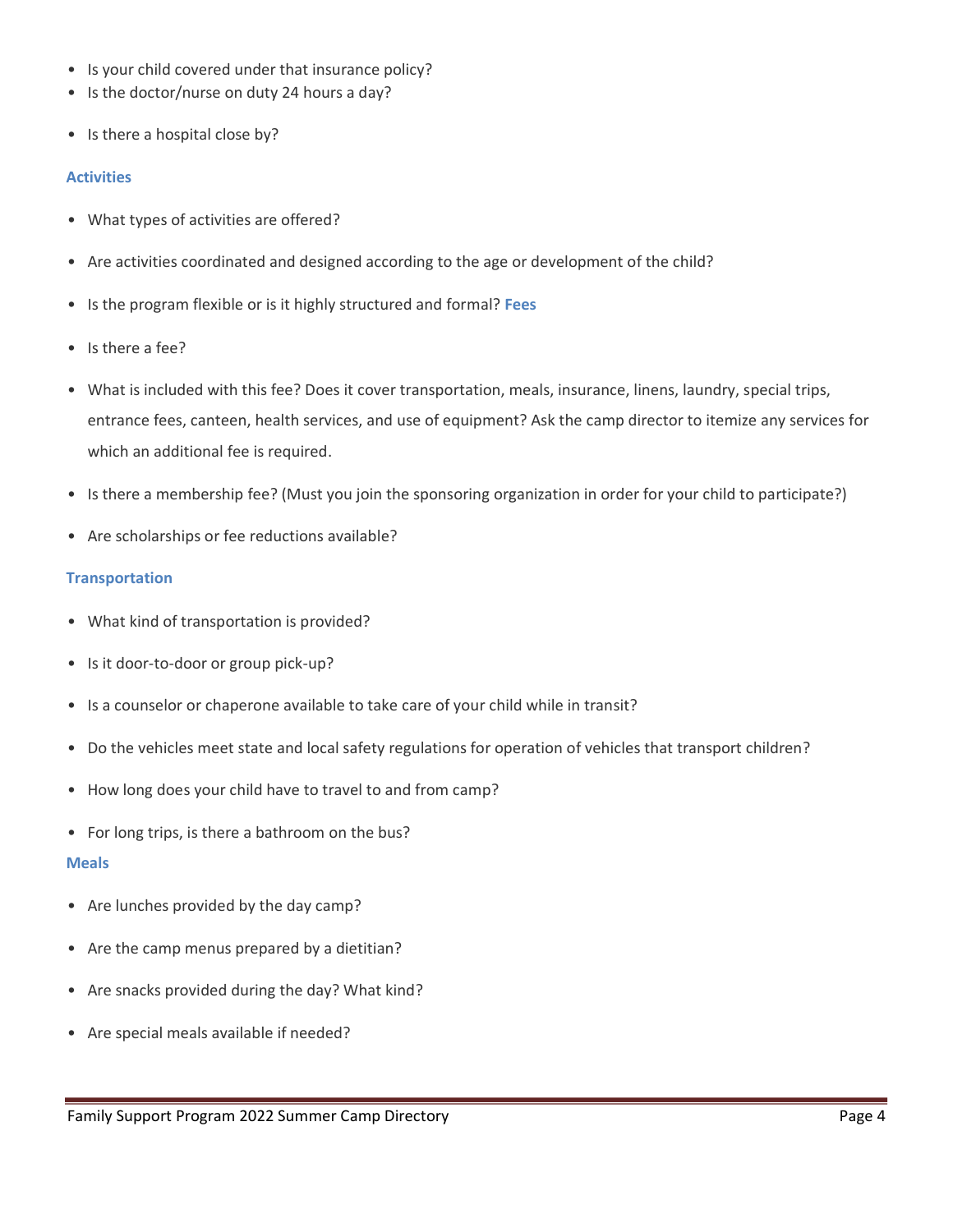- Is your child covered under that insurance policy?
- Is the doctor/nurse on duty 24 hours a day?
- Is there a hospital close by?

### Activities

- What types of activities are offered?
- Are activities coordinated and designed according to the age or development of the child?
- Is the program flexible or is it highly structured and formal?

### Fees

- Is there a fee?
- What is included with this fee? Does it cover transportation, meals, insurance, linens, laundry, special trips, entrance fees, canteen, health services, and use of equipment? Ask the camp director to itemize any services for which an additional fee is required.
- Is there a membership fee? (Must you join the sponsoring organization in order for your child to participate?)
- Are scholarships or fee reductions available?

### Transportation

- What kind of transportation is provided?
- Is it door-to-door or group pick-up?
- Is a counselor or chaperone available to take care of your child while in transit?
- Do the vehicles meet state and local safety regulations for operation of vehicles that transport children?
- How long does your child have to travel to and from camp?
- For long trips, is there a bathroom on the bus?

### Meals

- Are lunches provided by the day camp?
- Are the camp menus prepared by a dietitian?
- Are snacks provided during the day? What kind?
- Are special meals available if needed?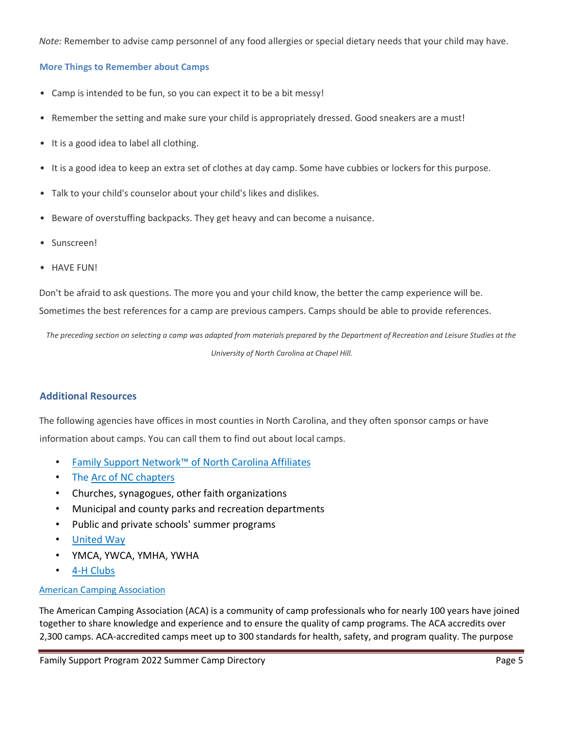*Note:* Remember to advise camp personnel of any food allergies or special dietary needs that your child may have.

### More Things to Remember about Camps

- Camp is intended to be fun, so you can expect it to be a bit messy!
- Remember the setting and make sure your child is appropriately dressed. Good sneakers are a must!
- It is a good idea to label all clothing.
- It is a good idea to keep an extra set of clothes at day camp. Some have cubbies or lockers for this purpose.
- Talk to your child's counselor about your child's likes and dislikes.
- Beware of overstuffing backpacks. They get heavy and can become a nuisance.
- Sunscreen!
- HAVE FUN!

Don't be afraid to ask questions. The more you and your child know, the better the camp experience will be. Sometimes the best references for a camp are previous campers. Camps should be able to provide references.

*The preceding section on selecting a camp was adapted from materials prepared by the Department of Recreation and Leisure Studies at the University of North Carolina at Chapel Hill.*

## Additional Resources

The following agencies have offices in most counties in North Carolina, and they often sponsor camps or have information about camps. You can call them to find out about local camps.

- Family Support Network™ of North Carolina Affiliates
- The Arc of NC chapters
- Churches, synagogues, other faith organizations
- Municipal and county parks and recreation departments
- Public and private schools' summer programs
- United Way
- YMCA, YWCA, YMHA, YWHA
- 4-H Clubs

American Camping Association

The American Camping Association (ACA) is a community of camp professionals who for nearly 100 years have joined together to share knowledge and experience and to ensure the quality of camp programs. The ACA accredits over 2,300 camps. ACA-accredited camps meet up to 300 standards for health, safety, and program quality. The purpose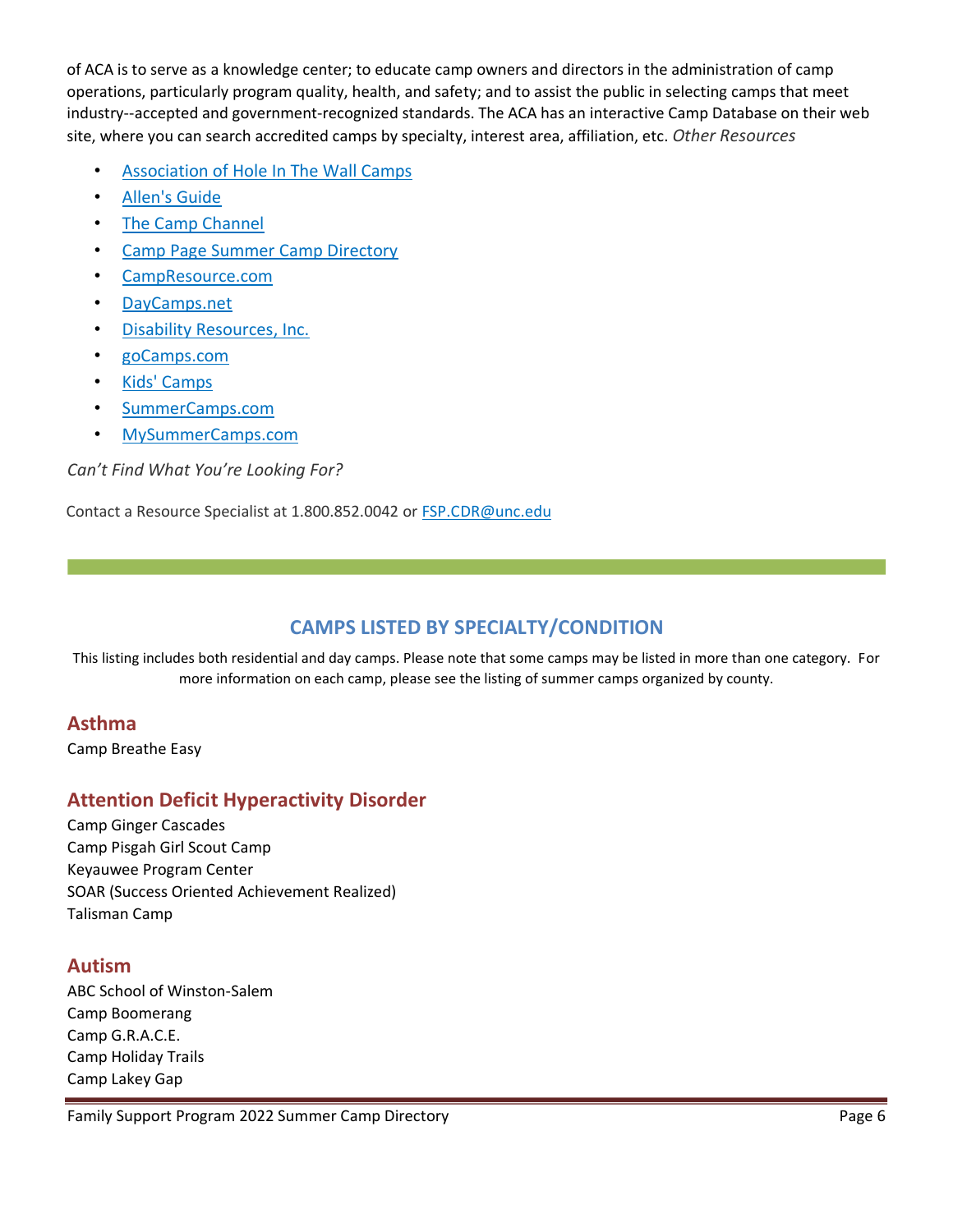of ACA is to serve as a knowledge center; to educate camp owners and directors in the administration of camp operations, particularly program quality, health, and safety; and to assist the public in selecting camps that meet industry--accepted and government-recognized standards. The ACA has an interactive Camp Database on their web site, where you can search accredited camps by specialty, interest area, affiliation, etc. *Other Resources*

- Association of Hole In The Wall Camps
- Allen's Guide
- The Camp Channel
- Camp Page Summer Camp Directory
- CampResource.com
- DayCamps.net
- Disability Resources, Inc.
- goCamps.com
- Kids' Camps
- SummerCamps.com
- MySummerCamps.com

*Can't Find What You're Looking For?*

Contact a Resource Specialist at 1.800.852.0042 or FSP.CDR@unc.edu

---

## CAMPS LISTED BY SPECIALTY/CONDITION

This listing includes both residential and day camps. Please note that some camps may be listed in more than one category. For more information on each camp, please see the listing of summer camps organized by county.

### Asthma

Camp Breathe Easy

### Attention Deficit Hyperactivity Disorder

Camp Ginger Cascades
Camp Pisgah Girl Scout Camp
Keyauwee Program Center
SOAR (Success Oriented Achievement Realized)
Talisman Camp

### Autism

ABC School of Winston-Salem
Camp Boomerang
Camp G.R.A.C.E.
Camp Holiday Trails
Camp Lakey Gap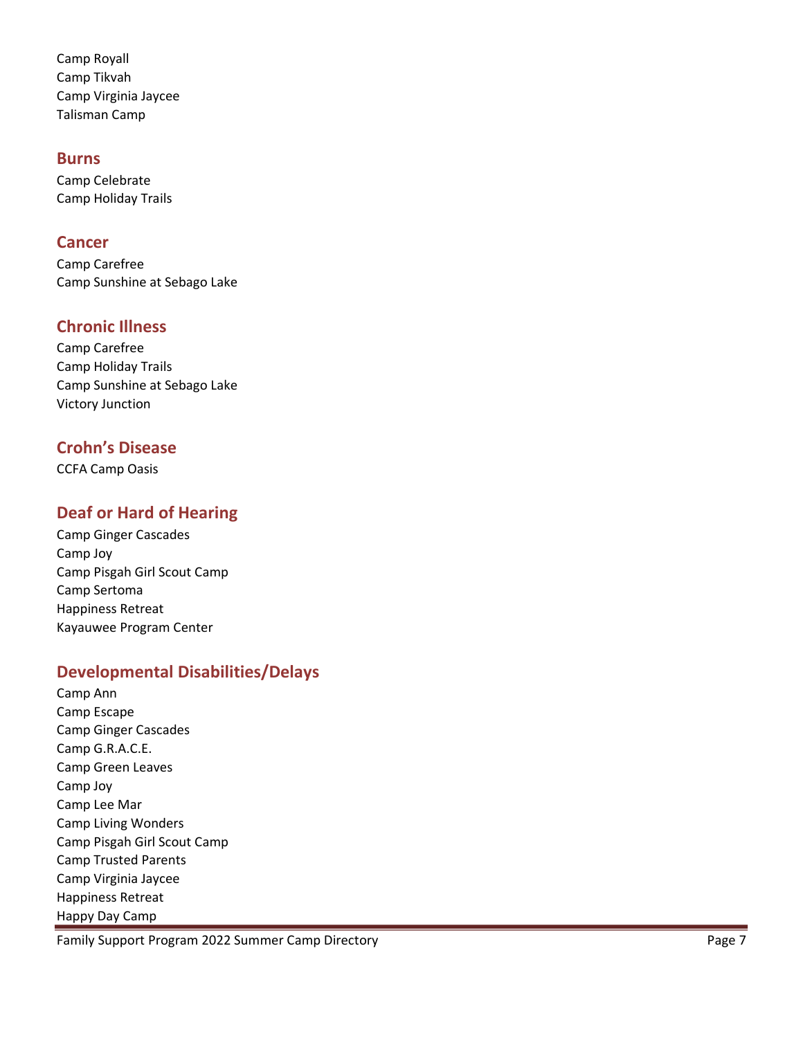Camp Royall
Camp Tikvah
Camp Virginia Jaycee
Talisman Camp

## Burns

Camp Celebrate
Camp Holiday Trails

## Cancer

Camp Carefree
Camp Sunshine at Sebago Lake

## Chronic Illness

Camp Carefree
Camp Holiday Trails
Camp Sunshine at Sebago Lake
Victory Junction

## Crohn's Disease

CCFA Camp Oasis

## Deaf or Hard of Hearing

Camp Ginger Cascades
Camp Joy
Camp Pisgah Girl Scout Camp
Camp Sertoma
Happiness Retreat
Kayauwee Program Center

## Developmental Disabilities/Delays

Camp Ann
Camp Escape
Camp Ginger Cascades
Camp G.R.A.C.E.
Camp Green Leaves
Camp Joy
Camp Lee Mar
Camp Living Wonders
Camp Pisgah Girl Scout Camp
Camp Trusted Parents
Camp Virginia Jaycee
Happiness Retreat
Happy Day Camp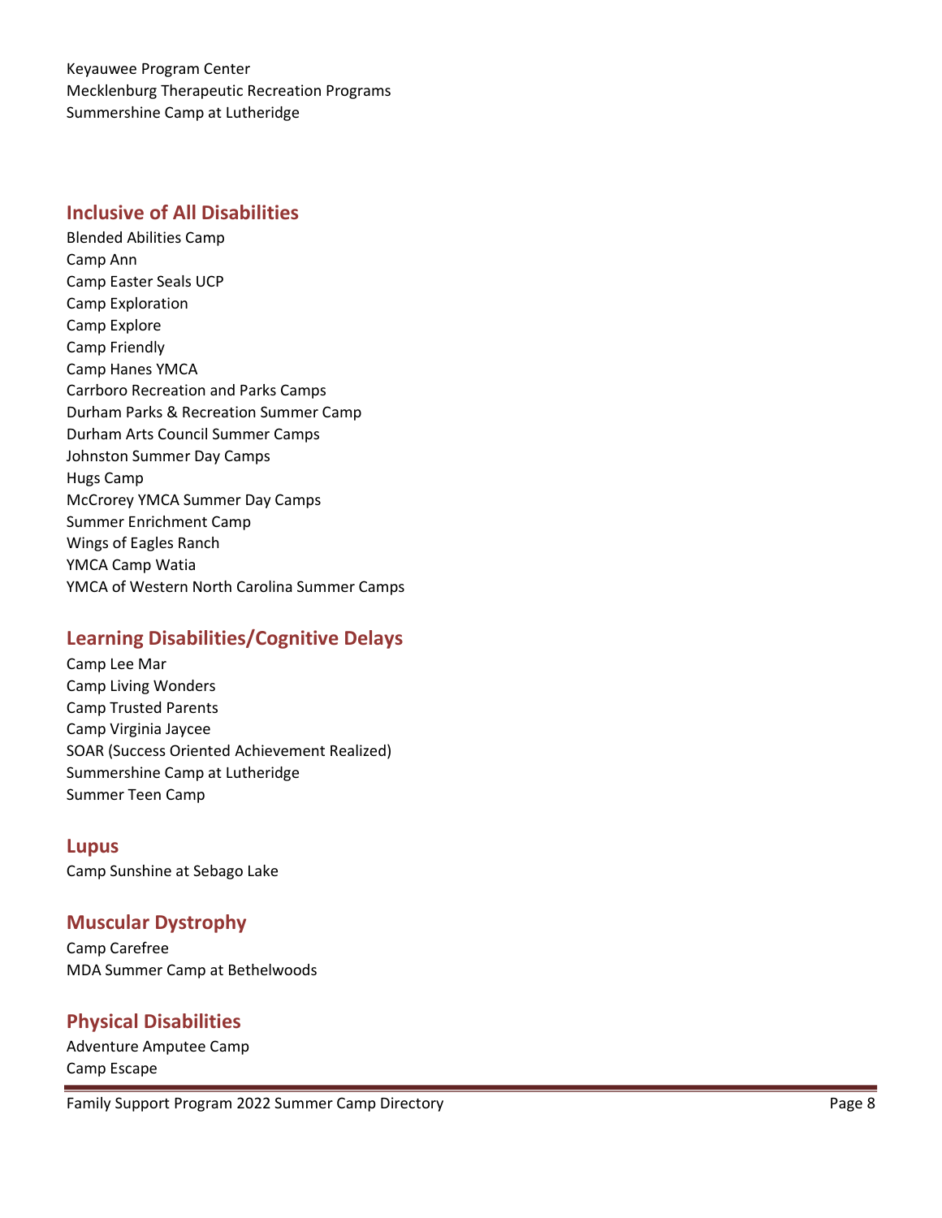Keyauwee Program Center
Mecklenburg Therapeutic Recreation Programs
Summershine Camp at Lutheridge

## Inclusive of All Disabilities

Blended Abilities Camp
Camp Ann
Camp Easter Seals UCP
Camp Exploration
Camp Explore
Camp Friendly
Camp Hanes YMCA
Carrboro Recreation and Parks Camps
Durham Parks & Recreation Summer Camp
Durham Arts Council Summer Camps
Johnston Summer Day Camps
Hugs Camp
McCrorey YMCA Summer Day Camps
Summer Enrichment Camp
Wings of Eagles Ranch
YMCA Camp Watia
YMCA of Western North Carolina Summer Camps

## Learning Disabilities/Cognitive Delays

Camp Lee Mar
Camp Living Wonders
Camp Trusted Parents
Camp Virginia Jaycee
SOAR (Success Oriented Achievement Realized)
Summershine Camp at Lutheridge
Summer Teen Camp

## Lupus

Camp Sunshine at Sebago Lake

## Muscular Dystrophy

Camp Carefree
MDA Summer Camp at Bethelwoods

## Physical Disabilities

Adventure Amputee Camp
Camp Escape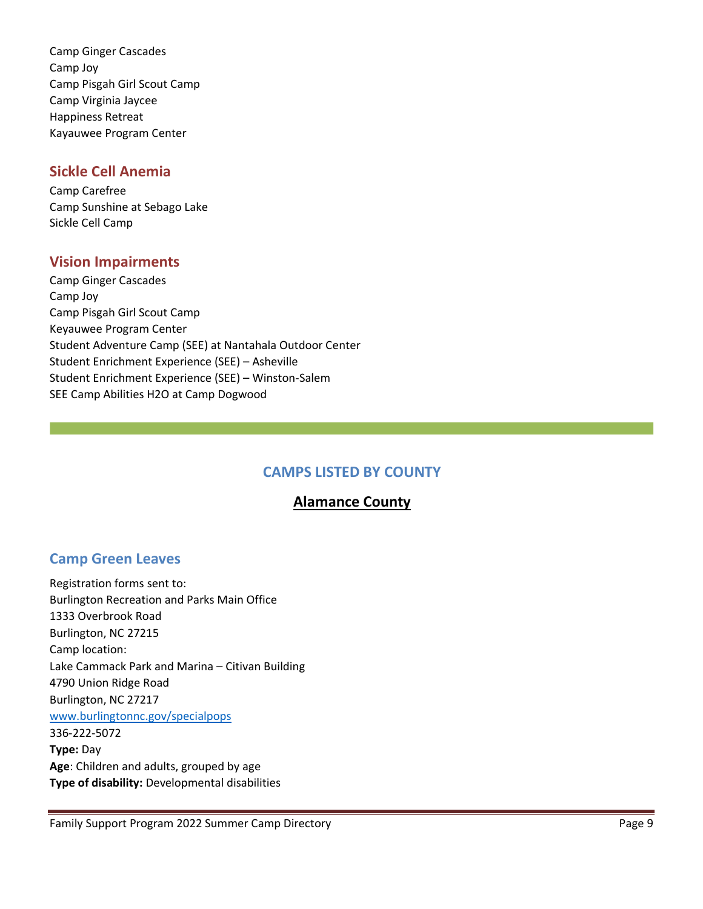Camp Ginger Cascades
Camp Joy
Camp Pisgah Girl Scout Camp
Camp Virginia Jaycee
Happiness Retreat
Kayauwee Program Center

## Sickle Cell Anemia

Camp Carefree
Camp Sunshine at Sebago Lake
Sickle Cell Camp

## Vision Impairments

Camp Ginger Cascades
Camp Joy
Camp Pisgah Girl Scout Camp
Keyauwee Program Center
Student Adventure Camp (SEE) at Nantahala Outdoor Center
Student Enrichment Experience (SEE) – Asheville
Student Enrichment Experience (SEE) – Winston-Salem
SEE Camp Abilities H2O at Camp Dogwood

---

# CAMPS LISTED BY COUNTY

## Alamance County

### Camp Green Leaves

Registration forms sent to:
Burlington Recreation and Parks Main Office
1333 Overbrook Road
Burlington, NC 27215
Camp location:
Lake Cammack Park and Marina – Citivan Building
4790 Union Ridge Road
Burlington, NC 27217
www.burlingtonnc.gov/specialpops
336-222-5072
**Type:** Day
**Age**: Children and adults, grouped by age
**Type of disability:** Developmental disabilities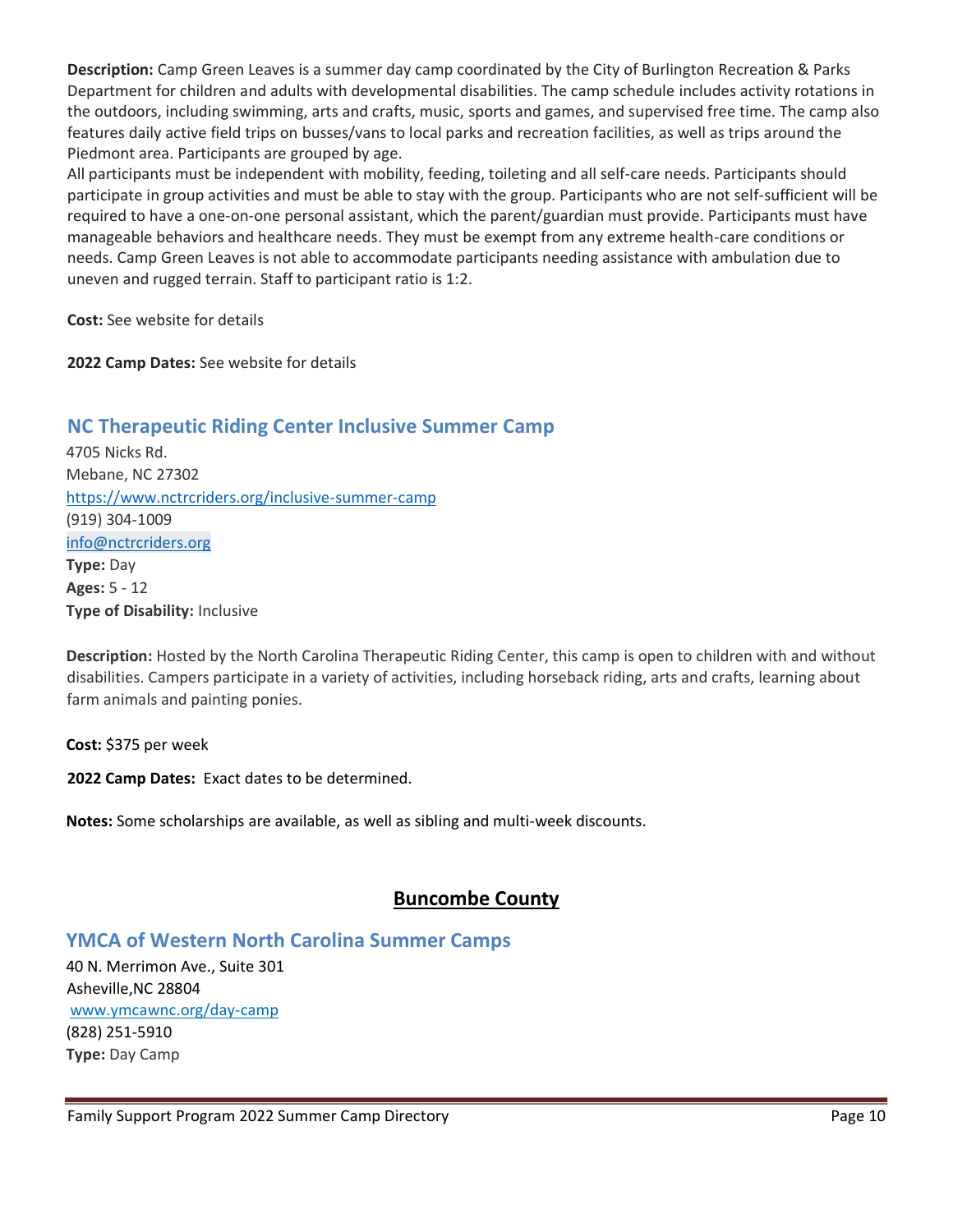**Description:** Camp Green Leaves is a summer day camp coordinated by the City of Burlington Recreation & Parks Department for children and adults with developmental disabilities. The camp schedule includes activity rotations in the outdoors, including swimming, arts and crafts, music, sports and games, and supervised free time. The camp also features daily active field trips on busses/vans to local parks and recreation facilities, as well as trips around the Piedmont area. Participants are grouped by age.
All participants must be independent with mobility, feeding, toileting and all self-care needs. Participants should participate in group activities and must be able to stay with the group. Participants who are not self-sufficient will be required to have a one-on-one personal assistant, which the parent/guardian must provide. Participants must have manageable behaviors and healthcare needs. They must be exempt from any extreme health-care conditions or needs. Camp Green Leaves is not able to accommodate participants needing assistance with ambulation due to uneven and rugged terrain. Staff to participant ratio is 1:2.

**Cost:** See website for details

**2022 Camp Dates:** See website for details

## NC Therapeutic Riding Center Inclusive Summer Camp

4705 Nicks Rd.
Mebane, NC 27302
https://www.nctrcriders.org/inclusive-summer-camp
(919) 304-1009
info@nctrcriders.org
**Type:** Day
**Ages:** 5 - 12
**Type of Disability:** Inclusive

**Description:** Hosted by the North Carolina Therapeutic Riding Center, this camp is open to children with and without disabilities. Campers participate in a variety of activities, including horseback riding, arts and crafts, learning about farm animals and painting ponies.

**Cost:** $375 per week

**2022 Camp Dates:** Exact dates to be determined.

**Notes:** Some scholarships are available, as well as sibling and multi-week discounts.

# Buncombe County

## YMCA of Western North Carolina Summer Camps

40 N. Merrimon Ave., Suite 301
Asheville,NC 28804
www.ymcawnc.org/day-camp
(828) 251-5910
**Type:** Day Camp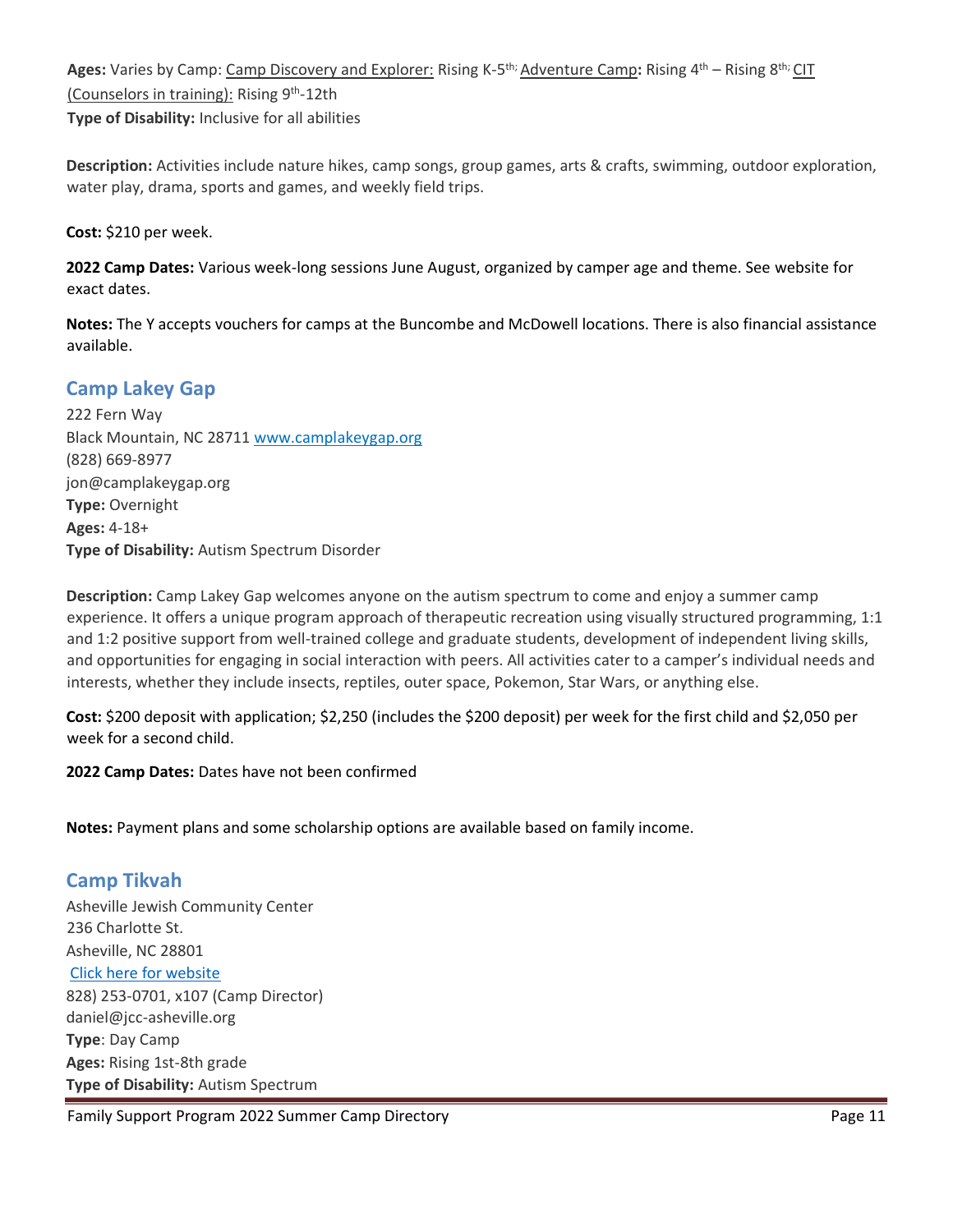**Ages:** Varies by Camp: Camp Discovery and Explorer: Rising K-5th; Adventure Camp**:** Rising 4th – Rising 8th; CIT (Counselors in training): Rising 9th-12th
**Type of Disability:** Inclusive for all abilities

**Description:** Activities include nature hikes, camp songs, group games, arts & crafts, swimming, outdoor exploration, water play, drama, sports and games, and weekly field trips.

**Cost:** $210 per week.

**2022 Camp Dates:** Various week-long sessions June August, organized by camper age and theme. See website for exact dates.

**Notes:** The Y accepts vouchers for camps at the Buncombe and McDowell locations. There is also financial assistance available.

## Camp Lakey Gap

222 Fern Way
Black Mountain, NC 28711 [www.camplakeygap.org](www.camplakeygap.org)
(828) 669-8977
jon@camplakeygap.org
**Type:** Overnight
**Ages:** 4-18+
**Type of Disability:** Autism Spectrum Disorder

**Description:** Camp Lakey Gap welcomes anyone on the autism spectrum to come and enjoy a summer camp experience. It offers a unique program approach of therapeutic recreation using visually structured programming, 1:1 and 1:2 positive support from well-trained college and graduate students, development of independent living skills, and opportunities for engaging in social interaction with peers. All activities cater to a camper's individual needs and interests, whether they include insects, reptiles, outer space, Pokemon, Star Wars, or anything else.

**Cost:** $200 deposit with application; $2,250 (includes the $200 deposit) per week for the first child and $2,050 per week for a second child.

**2022 Camp Dates:** Dates have not been confirmed

**Notes:** Payment plans and some scholarship options are available based on family income.

## Camp Tikvah

Asheville Jewish Community Center
236 Charlotte St.
Asheville, NC 28801
Click here for website
828) 253-0701, x107 (Camp Director)
daniel@jcc-asheville.org
**Type**: Day Camp
**Ages:** Rising 1st-8th grade
**Type of Disability:** Autism Spectrum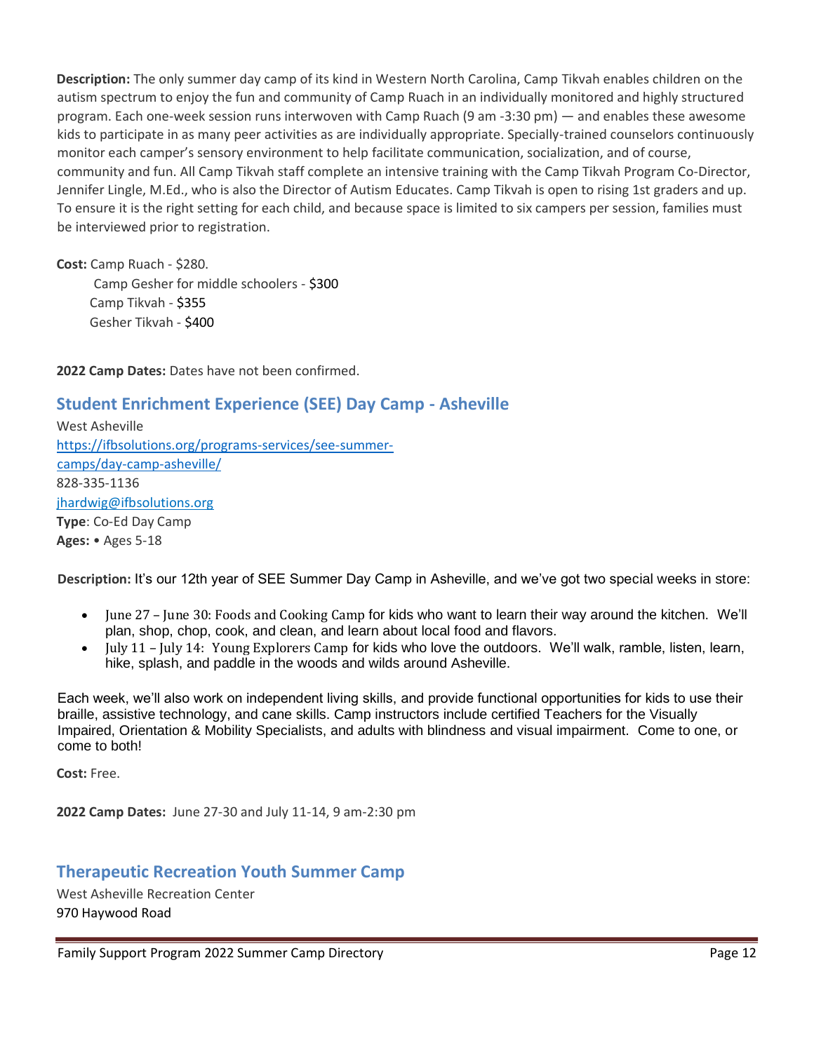**Description:** The only summer day camp of its kind in Western North Carolina, Camp Tikvah enables children on the autism spectrum to enjoy the fun and community of Camp Ruach in an individually monitored and highly structured program. Each one-week session runs interwoven with Camp Ruach (9 am -3:30 pm) — and enables these awesome kids to participate in as many peer activities as are individually appropriate. Specially-trained counselors continuously monitor each camper's sensory environment to help facilitate communication, socialization, and of course, community and fun. All Camp Tikvah staff complete an intensive training with the Camp Tikvah Program Co-Director, Jennifer Lingle, M.Ed., who is also the Director of Autism Educates. Camp Tikvah is open to rising 1st graders and up. To ensure it is the right setting for each child, and because space is limited to six campers per session, families must be interviewed prior to registration.

**Cost:** Camp Ruach - $280.
Camp Gesher for middle schoolers - $300
Camp Tikvah - $355
Gesher Tikvah - $400

**2022 Camp Dates:** Dates have not been confirmed.

## Student Enrichment Experience (SEE) Day Camp - Asheville

West Asheville
https://ifbsolutions.org/programs-services/see-summer-camps/day-camp-asheville/
828-335-1136
jhardwig@ifbsolutions.org
**Type**: Co-Ed Day Camp
**Ages:** • Ages 5-18

**Description:** It's our 12th year of SEE Summer Day Camp in Asheville, and we've got two special weeks in store:

- June 27 – June 30: Foods and Cooking Camp for kids who want to learn their way around the kitchen. We'll plan, shop, chop, cook, and clean, and learn about local food and flavors.
- July 11 – July 14: Young Explorers Camp for kids who love the outdoors. We'll walk, ramble, listen, learn, hike, splash, and paddle in the woods and wilds around Asheville.

Each week, we'll also work on independent living skills, and provide functional opportunities for kids to use their braille, assistive technology, and cane skills. Camp instructors include certified Teachers for the Visually Impaired, Orientation & Mobility Specialists, and adults with blindness and visual impairment. Come to one, or come to both!

**Cost:** Free.

**2022 Camp Dates:** June 27-30 and July 11-14, 9 am-2:30 pm

## Therapeutic Recreation Youth Summer Camp

West Asheville Recreation Center
970 Haywood Road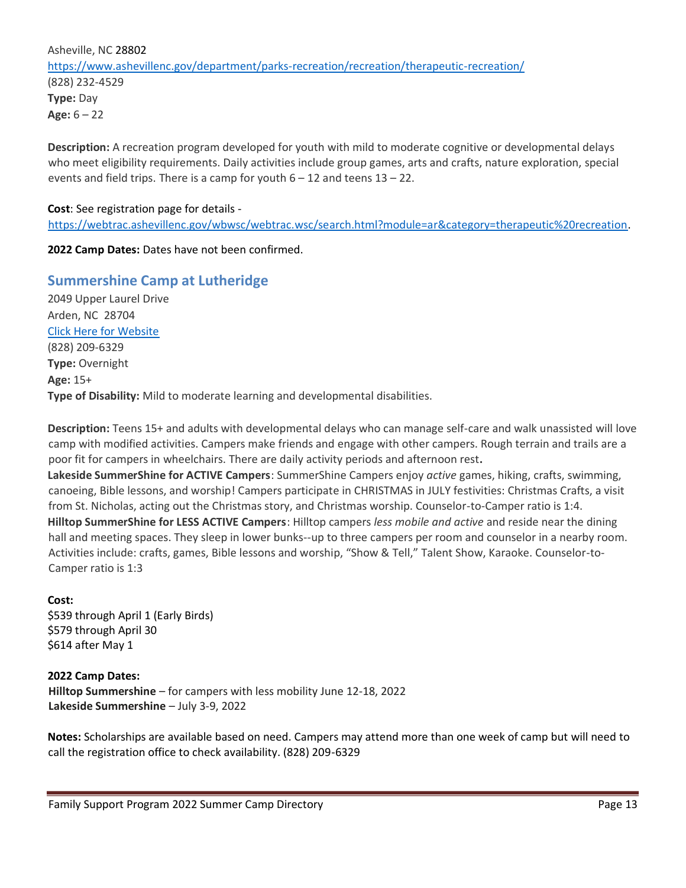Asheville, NC 28802
[https://www.ashevillenc.gov/department/parks-recreation/recreation/therapeutic-recreation/](https://www.ashevillenc.gov/department/parks-recreation/recreation/therapeutic-recreation/)
(828) 232-4529
**Type:** Day
**Age:** 6 – 22

**Description:** A recreation program developed for youth with mild to moderate cognitive or developmental delays who meet eligibility requirements. Daily activities include group games, arts and crafts, nature exploration, special events and field trips. There is a camp for youth 6 – 12 and teens 13 – 22.

**Cost**: See registration page for details - [https://webtrac.ashevillenc.gov/wbwsc/webtrac.wsc/search.html?module=ar&category=therapeutic%20recreation](https://webtrac.ashevillenc.gov/wbwsc/webtrac.wsc/search.html?module=ar&category=therapeutic%20recreation).

**2022 Camp Dates:** Dates have not been confirmed.

## Summershine Camp at Lutheridge

2049 Upper Laurel Drive
Arden, NC 28704
Click Here for Website
(828) 209-6329
**Type:** Overnight
**Age:** 15+
**Type of Disability:** Mild to moderate learning and developmental disabilities.

**Description:** Teens 15+ and adults with developmental delays who can manage self-care and walk unassisted will love camp with modified activities. Campers make friends and engage with other campers. Rough terrain and trails are a poor fit for campers in wheelchairs. There are daily activity periods and afternoon rest**.**
**Lakeside SummerShine for ACTIVE Campers**: SummerShine Campers enjoy *active* games, hiking, crafts, swimming, canoeing, Bible lessons, and worship! Campers participate in CHRISTMAS in JULY festivities: Christmas Crafts, a visit from St. Nicholas, acting out the Christmas story, and Christmas worship. Counselor-to-Camper ratio is 1:4.
**Hilltop SummerShine for LESS ACTIVE Campers**: Hilltop campers *less mobile and active* and reside near the dining hall and meeting spaces. They sleep in lower bunks--up to three campers per room and counselor in a nearby room. Activities include: crafts, games, Bible lessons and worship, "Show & Tell," Talent Show, Karaoke. Counselor-to-Camper ratio is 1:3

**Cost:**
$539 through April 1 (Early Birds)
$579 through April 30
$614 after May 1

**2022 Camp Dates:**
**Hilltop Summershine** – for campers with less mobility June 12-18, 2022
**Lakeside Summershine** – July 3-9, 2022

**Notes:** Scholarships are available based on need. Campers may attend more than one week of camp but will need to call the registration office to check availability. (828) 209-6329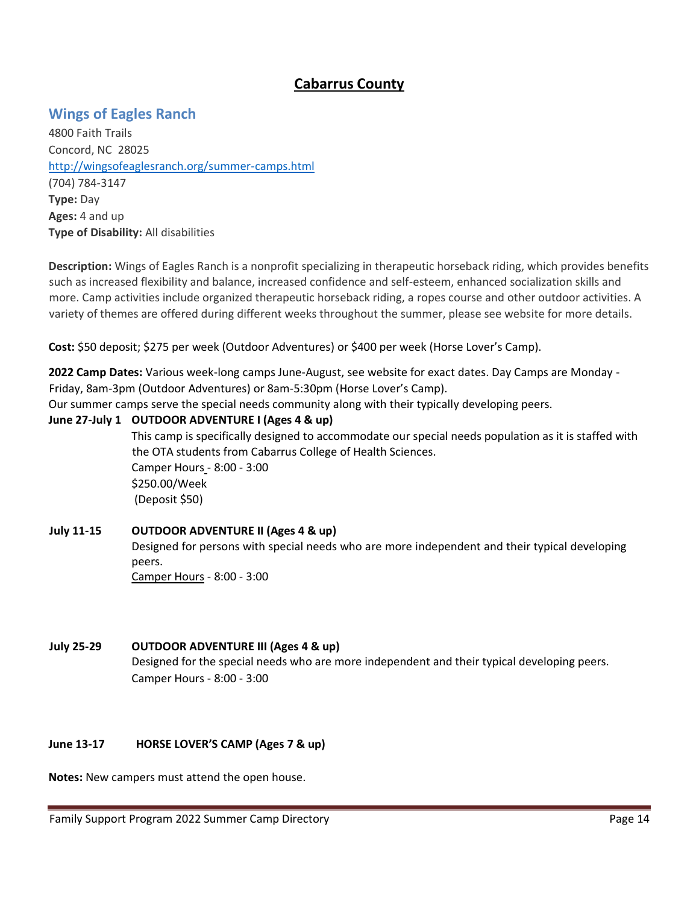# Cabarrus County

## Wings of Eagles Ranch

4800 Faith Trails
Concord, NC 28025
http://wingsofeaglesranch.org/summer-camps.html
(704) 784-3147
**Type:** Day
**Ages:** 4 and up
**Type of Disability:** All disabilities

**Description:** Wings of Eagles Ranch is a nonprofit specializing in therapeutic horseback riding, which provides benefits such as increased flexibility and balance, increased confidence and self-esteem, enhanced socialization skills and more. Camp activities include organized therapeutic horseback riding, a ropes course and other outdoor activities. A variety of themes are offered during different weeks throughout the summer, please see website for more details.

**Cost:** $50 deposit; $275 per week (Outdoor Adventures) or $400 per week (Horse Lover's Camp).

**2022 Camp Dates:** Various week-long camps June-August, see website for exact dates. Day Camps are Monday - Friday, 8am-3pm (Outdoor Adventures) or 8am-5:30pm (Horse Lover's Camp).
Our summer camps serve the special needs community along with their typically developing peers.

**June 27-July 1 OUTDOOR ADVENTURE I (Ages 4 & up)**
This camp is specifically designed to accommodate our special needs population as it is staffed with the OTA students from Cabarrus College of Health Sciences.
Camper Hours - 8:00 - 3:00
$250.00/Week
(Deposit $50)

**July 11-15 OUTDOOR ADVENTURE II (Ages 4 & up)**
Designed for persons with special needs who are more independent and their typical developing peers.
Camper Hours - 8:00 - 3:00

**July 25-29 OUTDOOR ADVENTURE III (Ages 4 & up)**
Designed for the special needs who are more independent and their typical developing peers.
Camper Hours - 8:00 - 3:00

**June 13-17 HORSE LOVER'S CAMP (Ages 7 & up)**

**Notes:** New campers must attend the open house.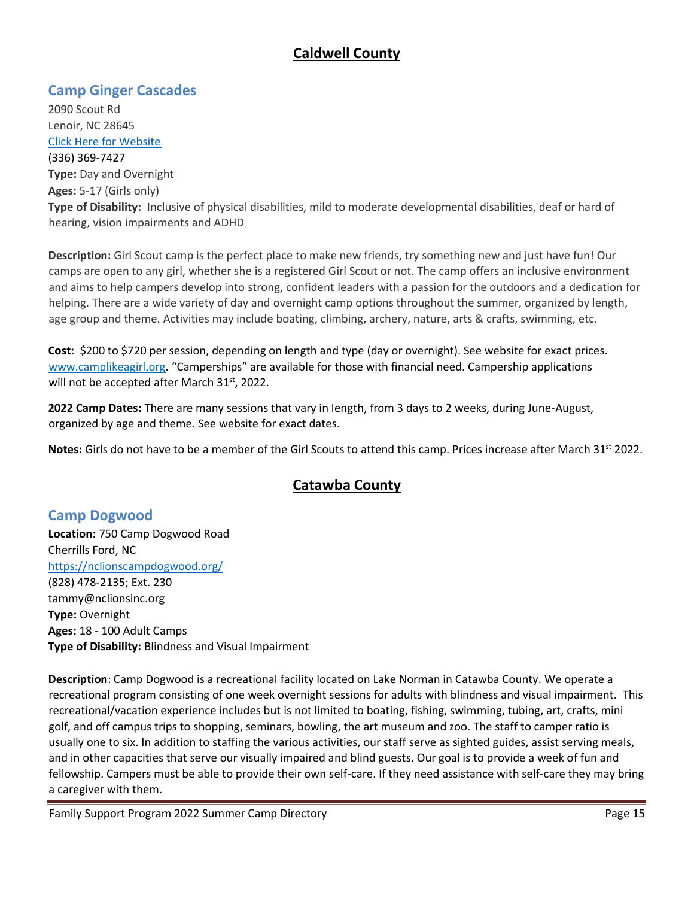## Caldwell County

### Camp Ginger Cascades

2090 Scout Rd
Lenoir, NC 28645
[Click Here for Website]
(336) 369-7427
**Type:** Day and Overnight
**Ages:** 5-17 (Girls only)
**Type of Disability:** Inclusive of physical disabilities, mild to moderate developmental disabilities, deaf or hard of hearing, vision impairments and ADHD

**Description:** Girl Scout camp is the perfect place to make new friends, try something new and just have fun! Our camps are open to any girl, whether she is a registered Girl Scout or not. The camp offers an inclusive environment and aims to help campers develop into strong, confident leaders with a passion for the outdoors and a dedication for helping. There are a wide variety of day and overnight camp options throughout the summer, organized by length, age group and theme. Activities may include boating, climbing, archery, nature, arts & crafts, swimming, etc.

**Cost:** $200 to $720 per session, depending on length and type (day or overnight). See website for exact prices. www.camplikeagirl.org. "Camperships" are available for those with financial need. Campership applications will not be accepted after March 31st, 2022.

**2022 Camp Dates:** There are many sessions that vary in length, from 3 days to 2 weeks, during June-August, organized by age and theme. See website for exact dates.

**Notes:** Girls do not have to be a member of the Girl Scouts to attend this camp. Prices increase after March 31st 2022.

## Catawba County

### Camp Dogwood

**Location:** 750 Camp Dogwood Road
Cherrills Ford, NC
https://nclionscampdogwood.org/
(828) 478-2135; Ext. 230
tammy@nclionsinc.org
**Type:** Overnight
**Ages:** 18 - 100 Adult Camps
**Type of Disability:** Blindness and Visual Impairment

**Description**: Camp Dogwood is a recreational facility located on Lake Norman in Catawba County. We operate a recreational program consisting of one week overnight sessions for adults with blindness and visual impairment. This recreational/vacation experience includes but is not limited to boating, fishing, swimming, tubing, art, crafts, mini golf, and off campus trips to shopping, seminars, bowling, the art museum and zoo. The staff to camper ratio is usually one to six. In addition to staffing the various activities, our staff serve as sighted guides, assist serving meals, and in other capacities that serve our visually impaired and blind guests. Our goal is to provide a week of fun and fellowship. Campers must be able to provide their own self-care. If they need assistance with self-care they may bring a caregiver with them.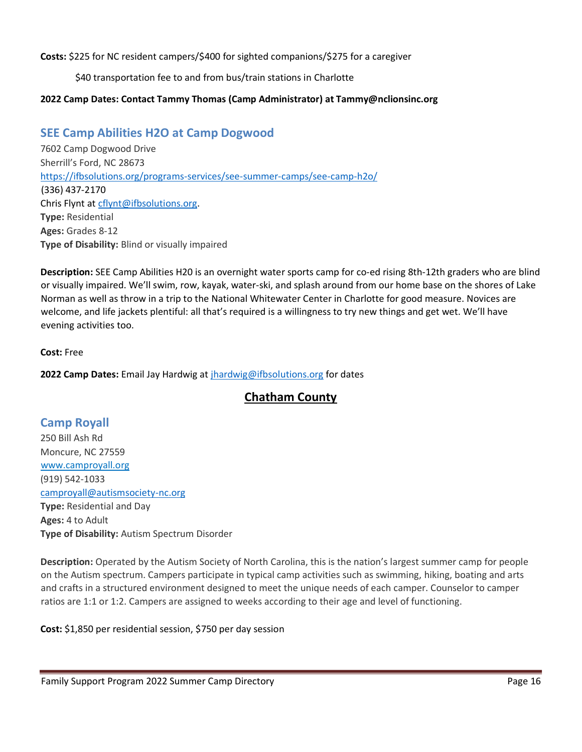**Costs:** $225 for NC resident campers/$400 for sighted companions/$275 for a caregiver

$40 transportation fee to and from bus/train stations in Charlotte

**2022 Camp Dates: Contact Tammy Thomas (Camp Administrator) at Tammy@nclionsinc.org**

### SEE Camp Abilities H2O at Camp Dogwood

7602 Camp Dogwood Drive
Sherrill's Ford, NC 28673
https://ifbsolutions.org/programs-services/see-summer-camps/see-camp-h2o/
(336) 437-2170
Chris Flynt at cflynt@ifbsolutions.org.
**Type:** Residential
**Ages:** Grades 8-12
**Type of Disability:** Blind or visually impaired

**Description:** SEE Camp Abilities H20 is an overnight water sports camp for co-ed rising 8th-12th graders who are blind or visually impaired. We'll swim, row, kayak, water-ski, and splash around from our home base on the shores of Lake Norman as well as throw in a trip to the National Whitewater Center in Charlotte for good measure. Novices are welcome, and life jackets plentiful: all that's required is a willingness to try new things and get wet. We'll have evening activities too.

**Cost:** Free

**2022 Camp Dates:** Email Jay Hardwig at jhardwig@ifbsolutions.org for dates

## Chatham County

### Camp Royall

250 Bill Ash Rd
Moncure, NC 27559
www.camproyall.org
(919) 542-1033
camproyall@autismsociety-nc.org
**Type:** Residential and Day
**Ages:** 4 to Adult
**Type of Disability:** Autism Spectrum Disorder

**Description:** Operated by the Autism Society of North Carolina, this is the nation's largest summer camp for people on the Autism spectrum. Campers participate in typical camp activities such as swimming, hiking, boating and arts and crafts in a structured environment designed to meet the unique needs of each camper. Counselor to camper ratios are 1:1 or 1:2. Campers are assigned to weeks according to their age and level of functioning.

**Cost:** $1,850 per residential session, $750 per day session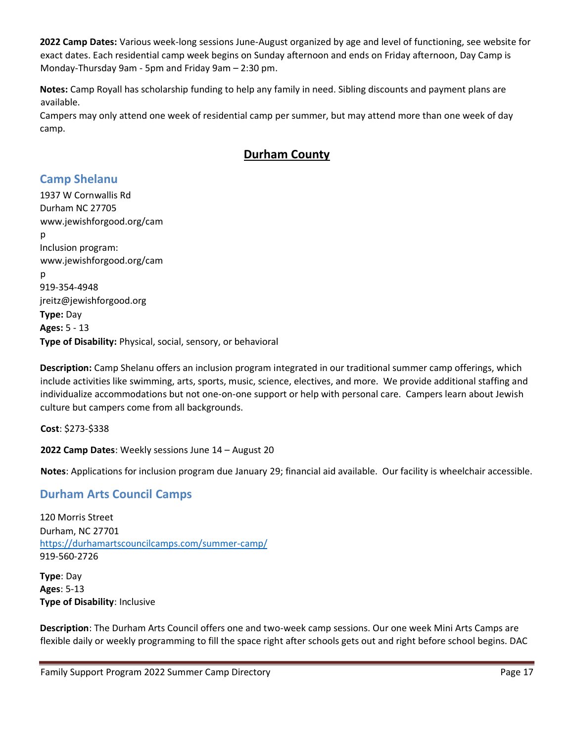**2022 Camp Dates:** Various week-long sessions June-August organized by age and level of functioning, see website for exact dates. Each residential camp week begins on Sunday afternoon and ends on Friday afternoon, Day Camp is Monday-Thursday 9am - 5pm and Friday 9am – 2:30 pm.

**Notes:** Camp Royall has scholarship funding to help any family in need. Sibling discounts and payment plans are available.
Campers may only attend one week of residential camp per summer, but may attend more than one week of day camp.

## Durham County

### Camp Shelanu

1937 W Cornwallis Rd
Durham NC 27705
www.jewishforgood.org/camp
Inclusion program:
www.jewishforgood.org/camp
919-354-4948
jreitz@jewishforgood.org
**Type:** Day
**Ages:** 5 - 13
**Type of Disability:** Physical, social, sensory, or behavioral

**Description:** Camp Shelanu offers an inclusion program integrated in our traditional summer camp offerings, which include activities like swimming, arts, sports, music, science, electives, and more. We provide additional staffing and individualize accommodations but not one-on-one support or help with personal care. Campers learn about Jewish culture but campers come from all backgrounds.

**Cost**: $273-$338

**2022 Camp Dates**: Weekly sessions June 14 – August 20

**Notes**: Applications for inclusion program due January 29; financial aid available. Our facility is wheelchair accessible.

### Durham Arts Council Camps

120 Morris Street
Durham, NC 27701
https://durhamartscouncilcamps.com/summer-camp/
919-560-2726

**Type**: Day
**Ages**: 5-13
**Type of Disability**: Inclusive

**Description**: The Durham Arts Council offers one and two-week camp sessions. Our one week Mini Arts Camps are flexible daily or weekly programming to fill the space right after schools gets out and right before school begins. DAC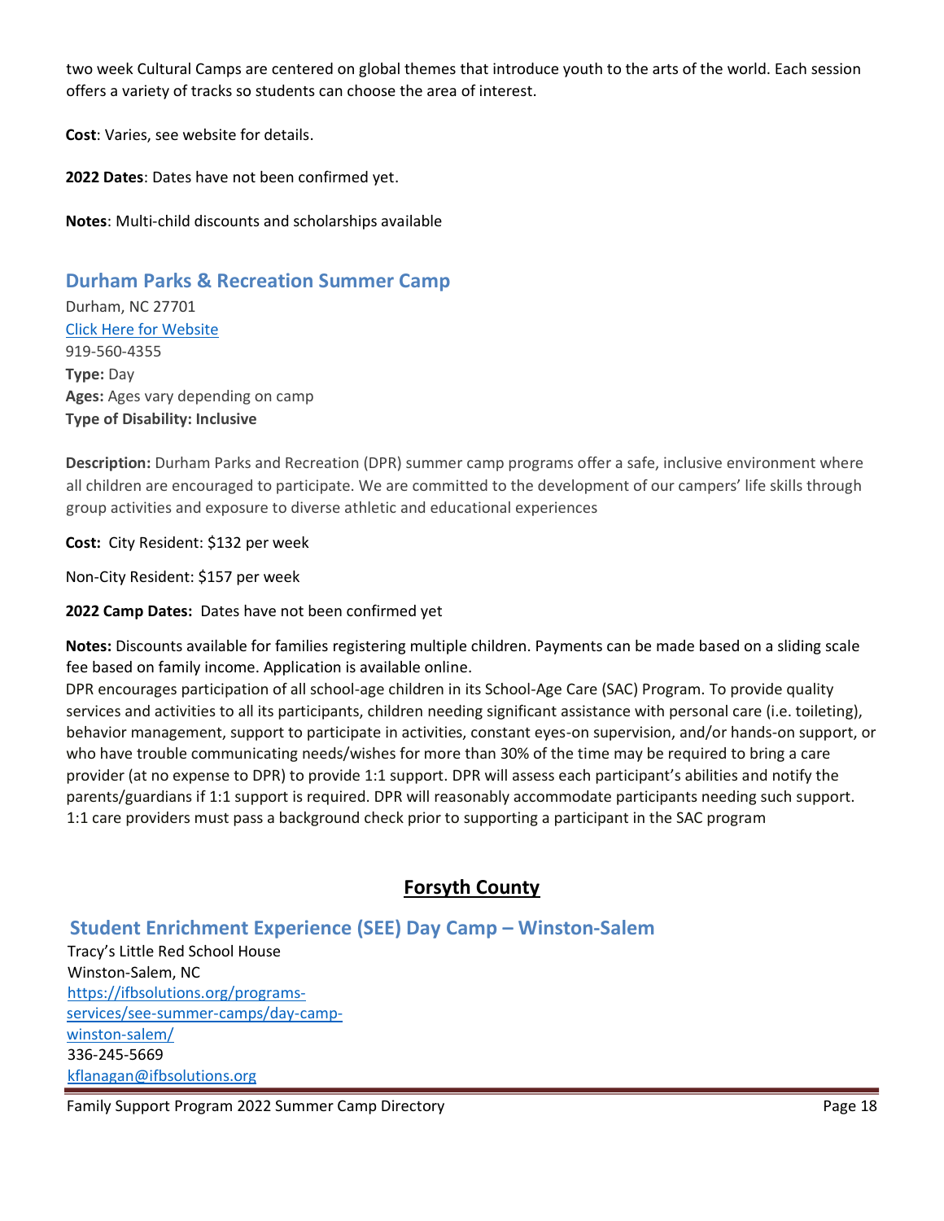two week Cultural Camps are centered on global themes that introduce youth to the arts of the world. Each session offers a variety of tracks so students can choose the area of interest.

**Cost**: Varies, see website for details.

**2022 Dates**: Dates have not been confirmed yet.

**Notes**: Multi-child discounts and scholarships available

### Durham Parks & Recreation Summer Camp

Durham, NC 27701
[Click Here for Website]()
919-560-4355
**Type:** Day
**Ages:** Ages vary depending on camp
**Type of Disability: Inclusive**

**Description:** Durham Parks and Recreation (DPR) summer camp programs offer a safe, inclusive environment where all children are encouraged to participate. We are committed to the development of our campers' life skills through group activities and exposure to diverse athletic and educational experiences

**Cost:** City Resident: $132 per week

Non-City Resident: $157 per week

**2022 Camp Dates:** Dates have not been confirmed yet

**Notes:** Discounts available for families registering multiple children. Payments can be made based on a sliding scale fee based on family income. Application is available online.
DPR encourages participation of all school-age children in its School-Age Care (SAC) Program. To provide quality services and activities to all its participants, children needing significant assistance with personal care (i.e. toileting), behavior management, support to participate in activities, constant eyes-on supervision, and/or hands-on support, or who have trouble communicating needs/wishes for more than 30% of the time may be required to bring a care provider (at no expense to DPR) to provide 1:1 support. DPR will assess each participant's abilities and notify the parents/guardians if 1:1 support is required. DPR will reasonably accommodate participants needing such support. 1:1 care providers must pass a background check prior to supporting a participant in the SAC program

## Forsyth County

### Student Enrichment Experience (SEE) Day Camp – Winston-Salem

Tracy's Little Red School House
Winston-Salem, NC
https://ifbsolutions.org/programs-services/see-summer-camps/day-camp-winston-salem/
336-245-5669
kflanagan@ifbsolutions.org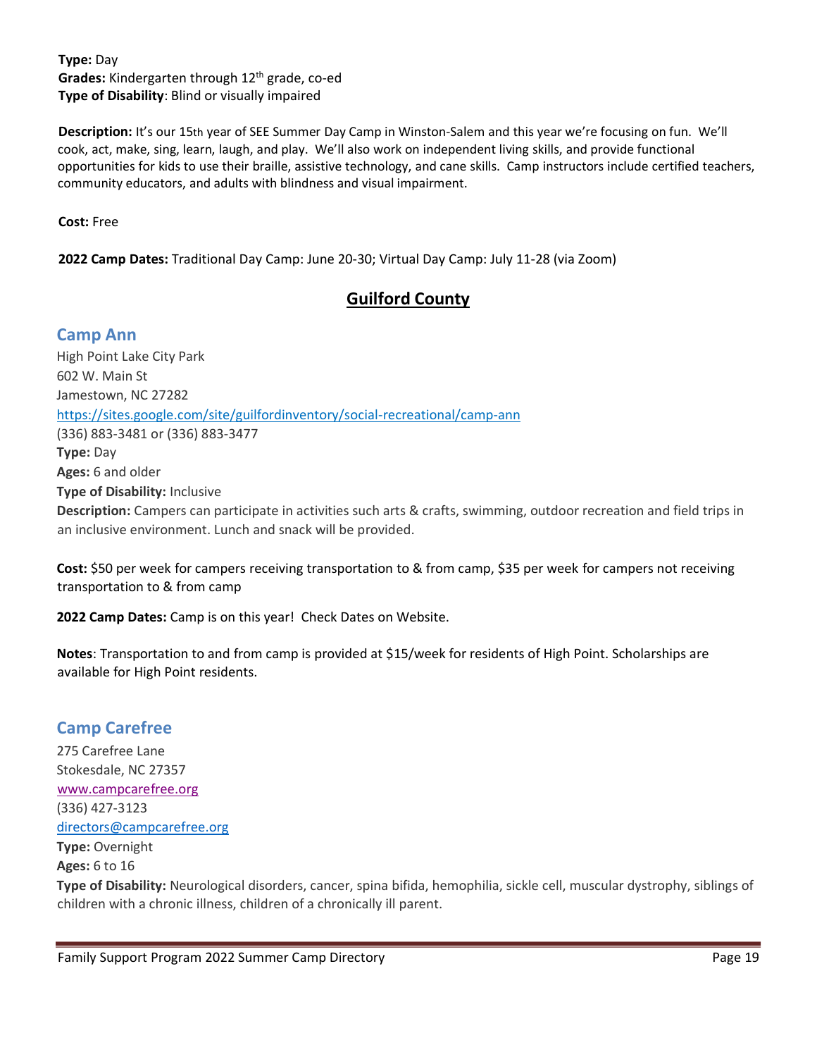**Type:** Day
**Grades:** Kindergarten through 12th grade, co-ed
**Type of Disability**: Blind or visually impaired

**Description:** It's our 15th year of SEE Summer Day Camp in Winston-Salem and this year we're focusing on fun. We'll cook, act, make, sing, learn, laugh, and play. We'll also work on independent living skills, and provide functional opportunities for kids to use their braille, assistive technology, and cane skills. Camp instructors include certified teachers, community educators, and adults with blindness and visual impairment.

**Cost:** Free

**2022 Camp Dates:** Traditional Day Camp: June 20-30; Virtual Day Camp: July 11-28 (via Zoom)

## Guilford County

### Camp Ann

High Point Lake City Park
602 W. Main St
Jamestown, NC 27282
https://sites.google.com/site/guilfordinventory/social-recreational/camp-ann
(336) 883-3481 or (336) 883-3477
**Type:** Day
**Ages:** 6 and older
**Type of Disability:** Inclusive
**Description:** Campers can participate in activities such arts & crafts, swimming, outdoor recreation and field trips in an inclusive environment. Lunch and snack will be provided.

**Cost:** $50 per week for campers receiving transportation to & from camp, $35 per week for campers not receiving transportation to & from camp

**2022 Camp Dates:** Camp is on this year! Check Dates on Website.

**Notes**: Transportation to and from camp is provided at $15/week for residents of High Point. Scholarships are available for High Point residents.

### Camp Carefree

275 Carefree Lane
Stokesdale, NC 27357
www.campcarefree.org
(336) 427-3123
directors@campcarefree.org
**Type:** Overnight
**Ages:** 6 to 16
**Type of Disability:** Neurological disorders, cancer, spina bifida, hemophilia, sickle cell, muscular dystrophy, siblings of children with a chronic illness, children of a chronically ill parent.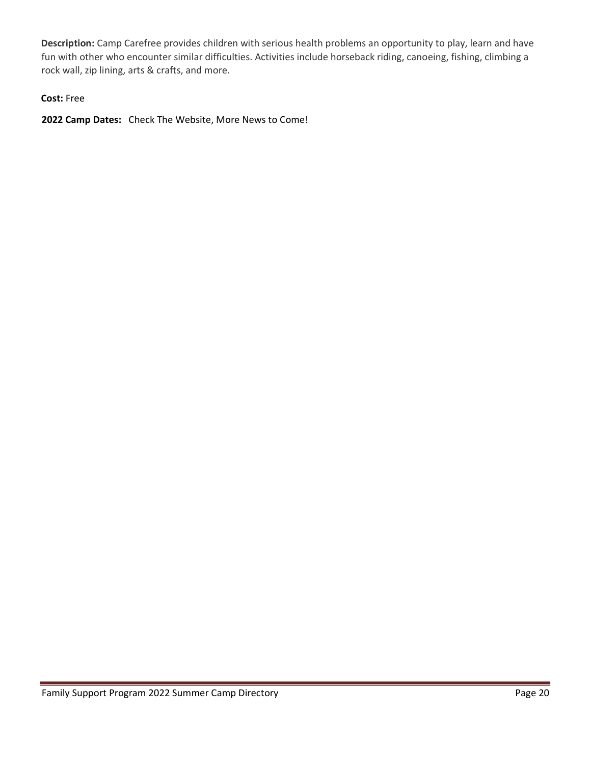**Description:** Camp Carefree provides children with serious health problems an opportunity to play, learn and have fun with other who encounter similar difficulties. Activities include horseback riding, canoeing, fishing, climbing a rock wall, zip lining, arts & crafts, and more.

**Cost:** Free

**2022 Camp Dates:** Check The Website, More News to Come!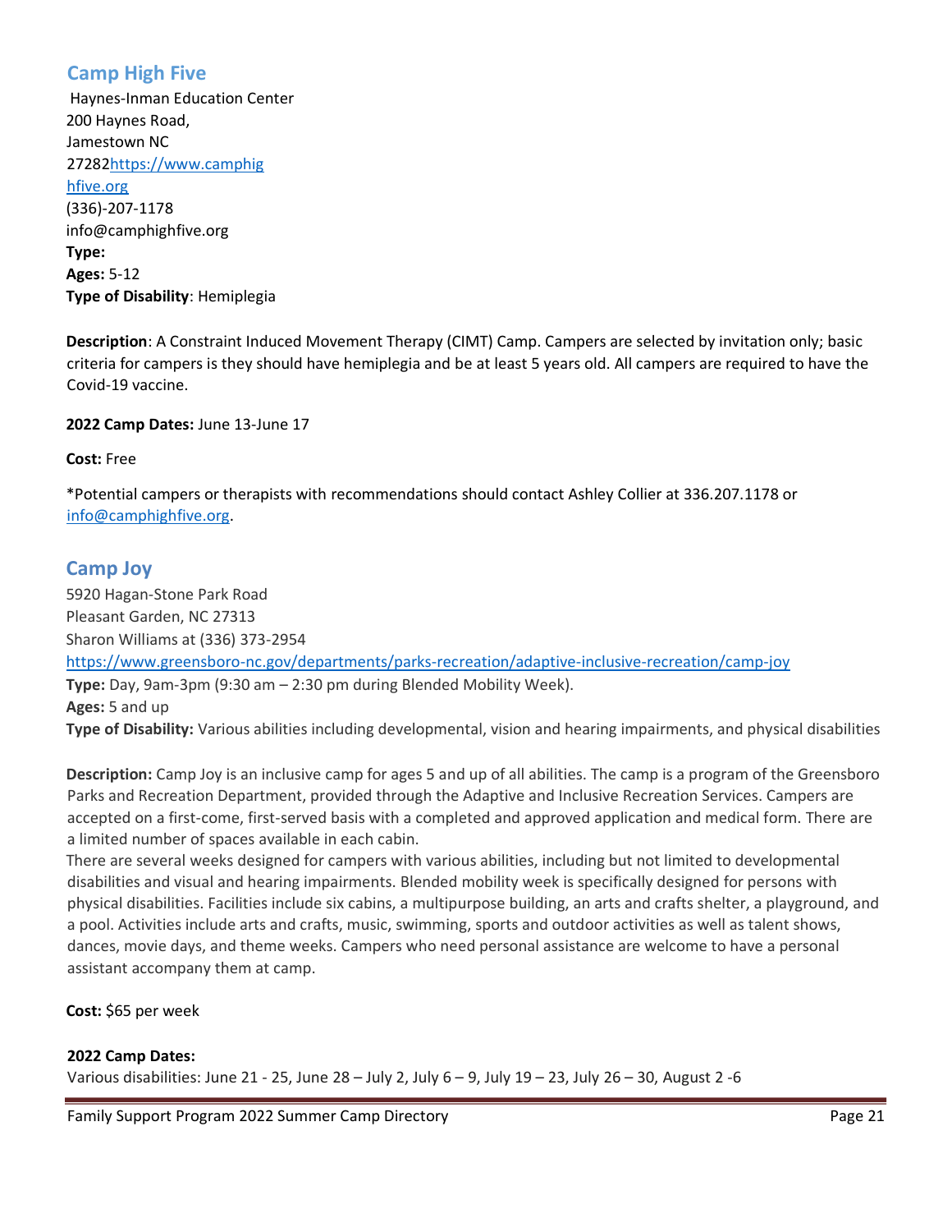## Camp High Five

Haynes-Inman Education Center
200 Haynes Road,
Jamestown NC
27282https://www.camphighfive.org
(336)-207-1178
info@camphighfive.org
**Type:**
**Ages:** 5-12
**Type of Disability**: Hemiplegia

**Description**: A Constraint Induced Movement Therapy (CIMT) Camp. Campers are selected by invitation only; basic criteria for campers is they should have hemiplegia and be at least 5 years old. All campers are required to have the Covid-19 vaccine.

**2022 Camp Dates:** June 13-June 17

**Cost:** Free

*Potential campers or therapists with recommendations should contact Ashley Collier at 336.207.1178 or info@camphighfive.org.

## Camp Joy

5920 Hagan-Stone Park Road
Pleasant Garden, NC 27313
Sharon Williams at (336) 373-2954
https://www.greensboro-nc.gov/departments/parks-recreation/adaptive-inclusive-recreation/camp-joy
**Type:** Day, 9am-3pm (9:30 am – 2:30 pm during Blended Mobility Week).
**Ages:** 5 and up
**Type of Disability:** Various abilities including developmental, vision and hearing impairments, and physical disabilities

**Description:** Camp Joy is an inclusive camp for ages 5 and up of all abilities. The camp is a program of the Greensboro Parks and Recreation Department, provided through the Adaptive and Inclusive Recreation Services. Campers are accepted on a first-come, first-served basis with a completed and approved application and medical form. There are a limited number of spaces available in each cabin.
There are several weeks designed for campers with various abilities, including but not limited to developmental disabilities and visual and hearing impairments. Blended mobility week is specifically designed for persons with physical disabilities. Facilities include six cabins, a multipurpose building, an arts and crafts shelter, a playground, and a pool. Activities include arts and crafts, music, swimming, sports and outdoor activities as well as talent shows, dances, movie days, and theme weeks. Campers who need personal assistance are welcome to have a personal assistant accompany them at camp.

**Cost:** $65 per week

**2022 Camp Dates:**
Various disabilities: June 21 - 25, June 28 – July 2, July 6 – 9, July 19 – 23, July 26 – 30, August 2 -6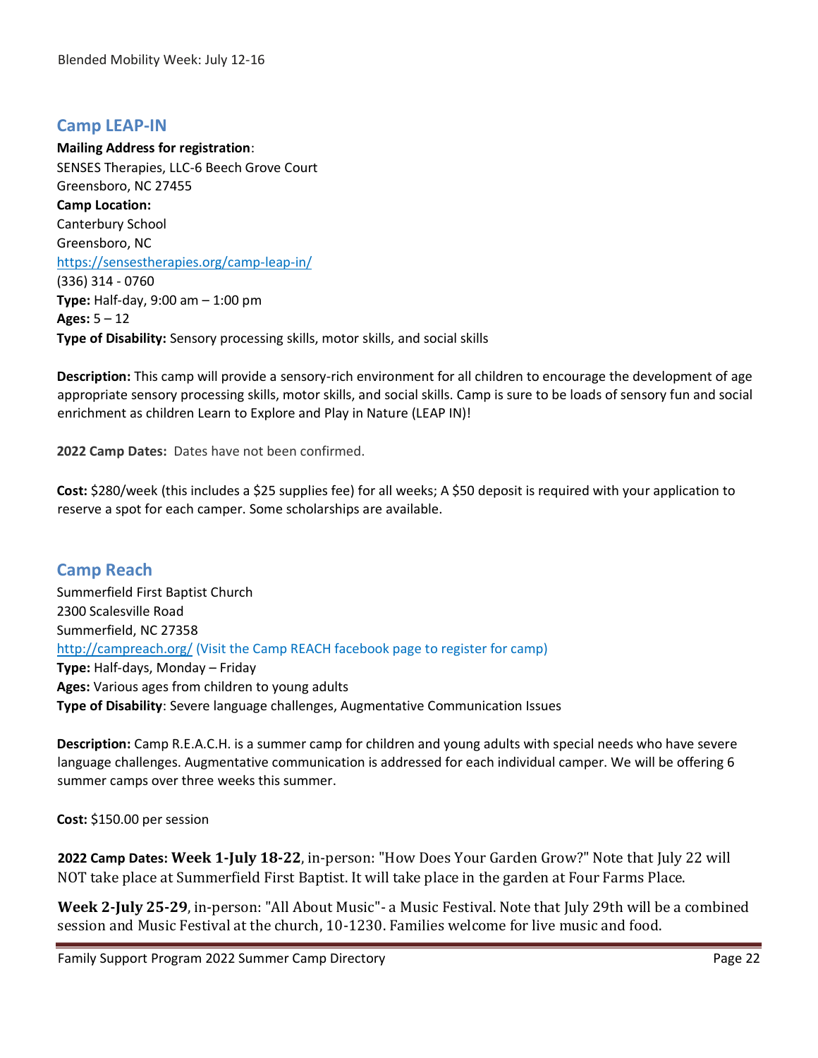Blended Mobility Week: July 12-16

## Camp LEAP-IN

**Mailing Address for registration**:
SENSES Therapies, LLC-6 Beech Grove Court
Greensboro, NC 27455
**Camp Location:**
Canterbury School
Greensboro, NC
https://sensestherapies.org/camp-leap-in/
(336) 314 - 0760
**Type:** Half-day, 9:00 am – 1:00 pm
**Ages:** 5 – 12
**Type of Disability:** Sensory processing skills, motor skills, and social skills

**Description:** This camp will provide a sensory-rich environment for all children to encourage the development of age appropriate sensory processing skills, motor skills, and social skills. Camp is sure to be loads of sensory fun and social enrichment as children Learn to Explore and Play in Nature (LEAP IN)!

**2022 Camp Dates:** Dates have not been confirmed.

**Cost:** $280/week (this includes a $25 supplies fee) for all weeks; A $50 deposit is required with your application to reserve a spot for each camper. Some scholarships are available.

## Camp Reach

Summerfield First Baptist Church
2300 Scalesville Road
Summerfield, NC 27358
http://campreach.org/ (Visit the Camp REACH facebook page to register for camp)
**Type:** Half-days, Monday – Friday
**Ages:** Various ages from children to young adults
**Type of Disability**: Severe language challenges, Augmentative Communication Issues

**Description:** Camp R.E.A.C.H. is a summer camp for children and young adults with special needs who have severe language challenges. Augmentative communication is addressed for each individual camper. We will be offering 6 summer camps over three weeks this summer.

**Cost:** $150.00 per session

**2022 Camp Dates: Week 1-July 18-22**, in-person: "How Does Your Garden Grow?" Note that July 22 will NOT take place at Summerfield First Baptist. It will take place in the garden at Four Farms Place.

**Week 2-July 25-29**, in-person: "All About Music"- a Music Festival. Note that July 29th will be a combined session and Music Festival at the church, 10-1230. Families welcome for live music and food.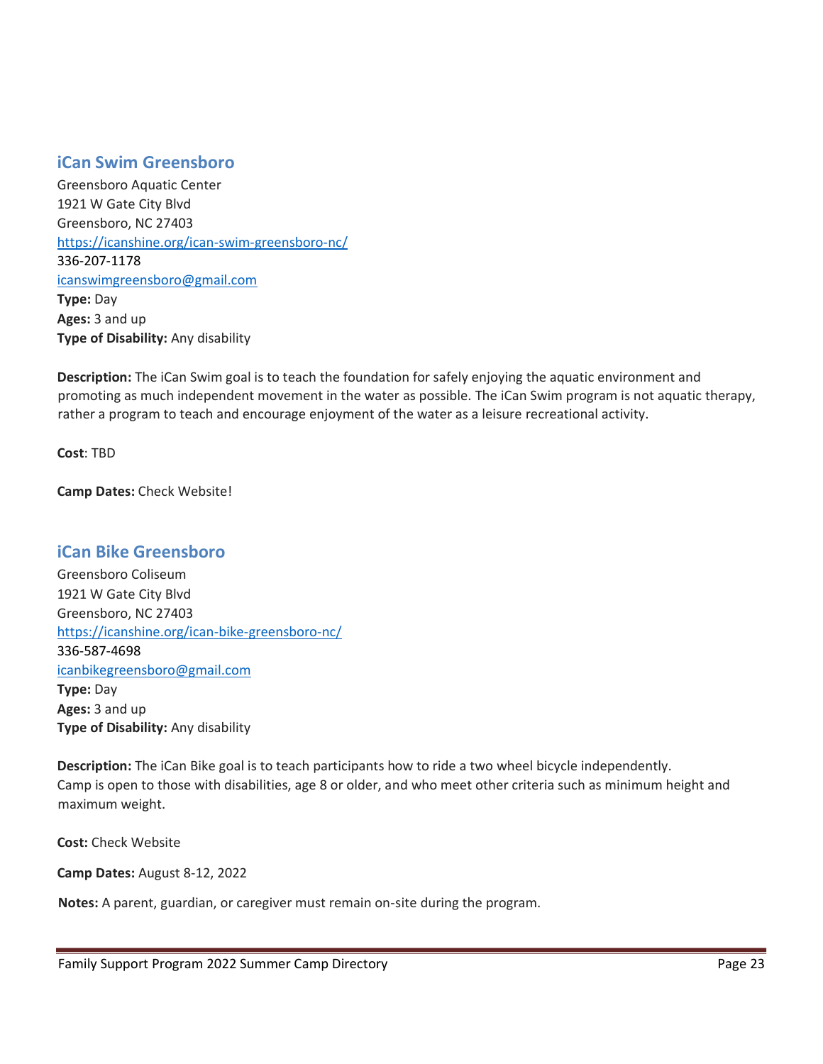## iCan Swim Greensboro

Greensboro Aquatic Center
1921 W Gate City Blvd
Greensboro, NC 27403
https://icanshine.org/ican-swim-greensboro-nc/
336-207-1178
icanswimgreensboro@gmail.com
**Type:** Day
**Ages:** 3 and up
**Type of Disability:** Any disability

**Description:** The iCan Swim goal is to teach the foundation for safely enjoying the aquatic environment and promoting as much independent movement in the water as possible. The iCan Swim program is not aquatic therapy, rather a program to teach and encourage enjoyment of the water as a leisure recreational activity.

**Cost**: TBD

**Camp Dates:** Check Website!

## iCan Bike Greensboro

Greensboro Coliseum
1921 W Gate City Blvd
Greensboro, NC 27403
https://icanshine.org/ican-bike-greensboro-nc/
336-587-4698
icanbikegreensboro@gmail.com
**Type:** Day
**Ages:** 3 and up
**Type of Disability:** Any disability

**Description:** The iCan Bike goal is to teach participants how to ride a two wheel bicycle independently. Camp is open to those with disabilities, age 8 or older, and who meet other criteria such as minimum height and maximum weight.

**Cost:** Check Website

**Camp Dates:** August 8-12, 2022

**Notes:** A parent, guardian, or caregiver must remain on-site during the program.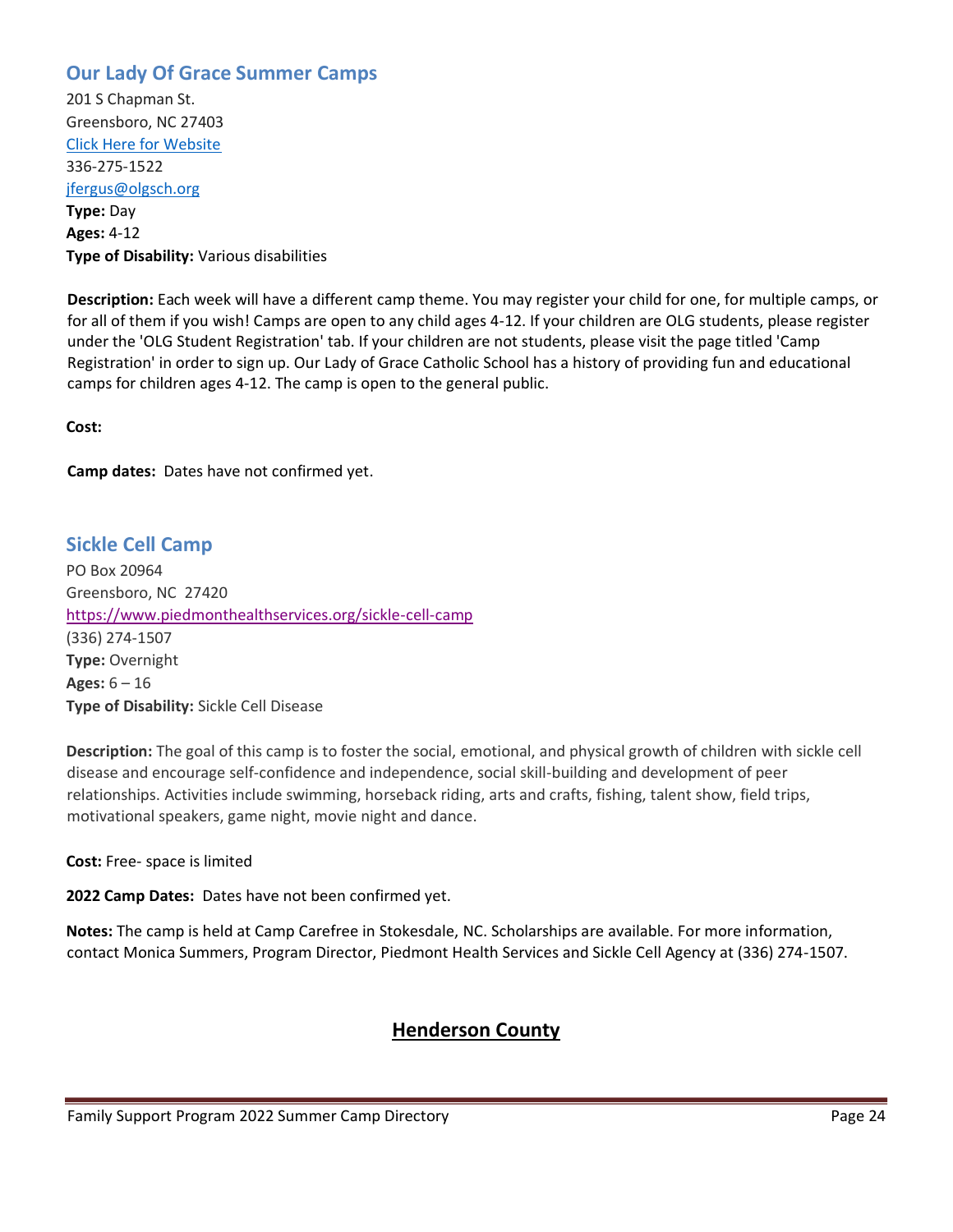## Our Lady Of Grace Summer Camps

201 S Chapman St.
Greensboro, NC 27403
[Click Here for Website]
336-275-1522
jfergus@olgsch.org
**Type:** Day
**Ages:** 4-12
**Type of Disability:** Various disabilities

**Description:** Each week will have a different camp theme. You may register your child for one, for multiple camps, or for all of them if you wish! Camps are open to any child ages 4-12. If your children are OLG students, please register under the 'OLG Student Registration' tab. If your children are not students, please visit the page titled 'Camp Registration' in order to sign up. Our Lady of Grace Catholic School has a history of providing fun and educational camps for children ages 4-12. The camp is open to the general public.

**Cost:**

**Camp dates:** Dates have not confirmed yet.

## Sickle Cell Camp

PO Box 20964
Greensboro, NC 27420
https://www.piedmonthealthservices.org/sickle-cell-camp
(336) 274-1507
**Type:** Overnight
**Ages:** 6 – 16
**Type of Disability:** Sickle Cell Disease

**Description:** The goal of this camp is to foster the social, emotional, and physical growth of children with sickle cell disease and encourage self-confidence and independence, social skill-building and development of peer relationships. Activities include swimming, horseback riding, arts and crafts, fishing, talent show, field trips, motivational speakers, game night, movie night and dance.

**Cost:** Free- space is limited

**2022 Camp Dates:** Dates have not been confirmed yet.

**Notes:** The camp is held at Camp Carefree in Stokesdale, NC. Scholarships are available. For more information, contact Monica Summers, Program Director, Piedmont Health Services and Sickle Cell Agency at (336) 274-1507.

# Henderson County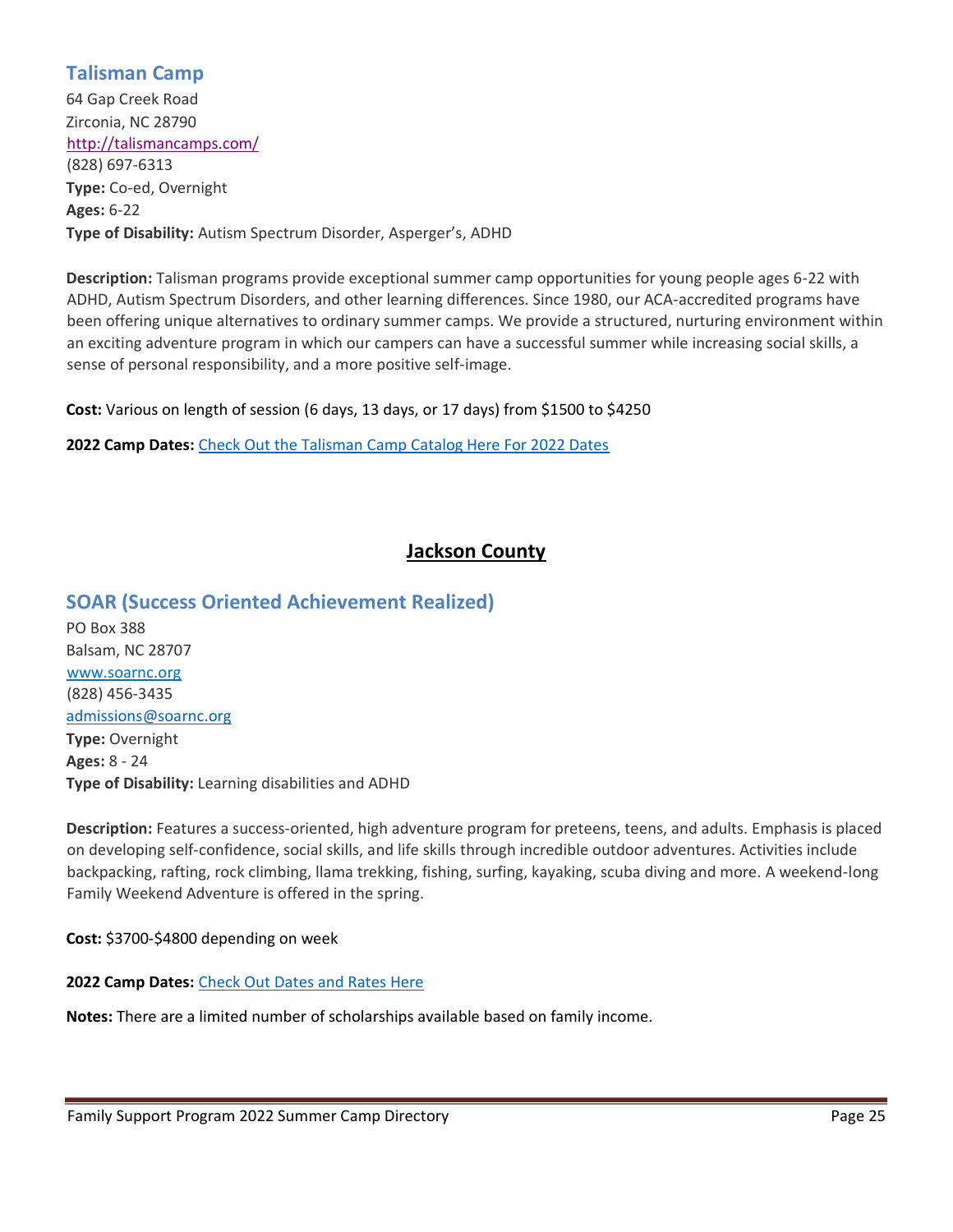## Talisman Camp

64 Gap Creek Road
Zirconia, NC 28790
http://talismancamps.com/
(828) 697-6313
**Type:** Co-ed, Overnight
**Ages:** 6-22
**Type of Disability:** Autism Spectrum Disorder, Asperger's, ADHD

**Description:** Talisman programs provide exceptional summer camp opportunities for young people ages 6-22 with ADHD, Autism Spectrum Disorders, and other learning differences. Since 1980, our ACA-accredited programs have been offering unique alternatives to ordinary summer camps. We provide a structured, nurturing environment within an exciting adventure program in which our campers can have a successful summer while increasing social skills, a sense of personal responsibility, and a more positive self-image.

**Cost:** Various on length of session (6 days, 13 days, or 17 days) from $1500 to $4250

**2022 Camp Dates:** Check Out the Talisman Camp Catalog Here For 2022 Dates

# Jackson County

## SOAR (Success Oriented Achievement Realized)

PO Box 388
Balsam, NC 28707
www.soarnc.org
(828) 456-3435
admissions@soarnc.org
**Type:** Overnight
**Ages:** 8 - 24
**Type of Disability:** Learning disabilities and ADHD

**Description:** Features a success-oriented, high adventure program for preteens, teens, and adults. Emphasis is placed on developing self-confidence, social skills, and life skills through incredible outdoor adventures. Activities include backpacking, rafting, rock climbing, llama trekking, fishing, surfing, kayaking, scuba diving and more. A weekend-long Family Weekend Adventure is offered in the spring.

**Cost:** $3700-$4800 depending on week

**2022 Camp Dates:** Check Out Dates and Rates Here

**Notes:** There are a limited number of scholarships available based on family income.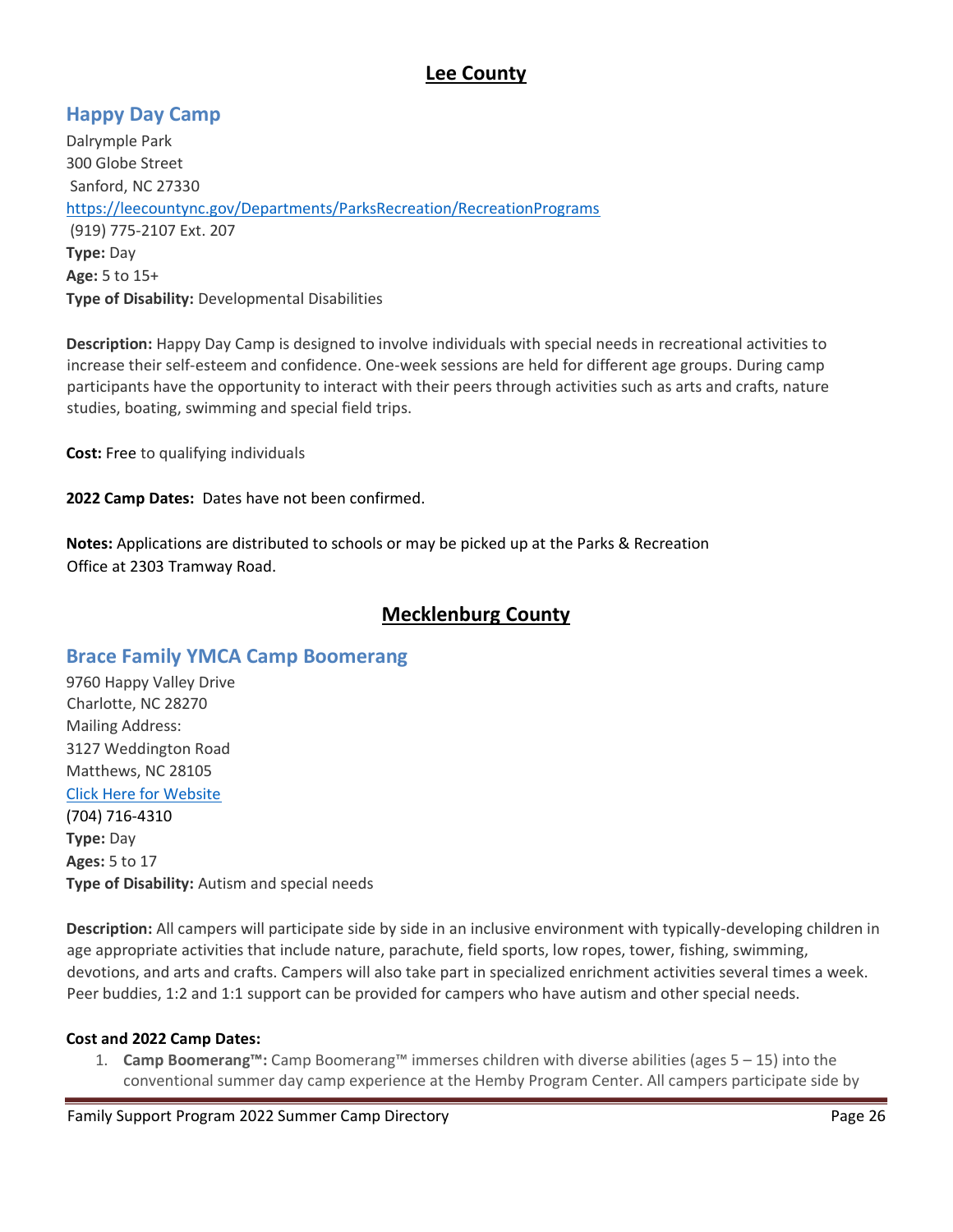## Lee County

### Happy Day Camp

Dalrymple Park
300 Globe Street
Sanford, NC 27330
https://leecountync.gov/Departments/ParksRecreation/RecreationPrograms
(919) 775-2107 Ext. 207
**Type:** Day
**Age:** 5 to 15+
**Type of Disability:** Developmental Disabilities

**Description:** Happy Day Camp is designed to involve individuals with special needs in recreational activities to increase their self-esteem and confidence. One-week sessions are held for different age groups. During camp participants have the opportunity to interact with their peers through activities such as arts and crafts, nature studies, boating, swimming and special field trips.

**Cost:** Free to qualifying individuals

**2022 Camp Dates:** Dates have not been confirmed.

**Notes:** Applications are distributed to schools or may be picked up at the Parks & Recreation Office at 2303 Tramway Road.

## Mecklenburg County

### Brace Family YMCA Camp Boomerang

9760 Happy Valley Drive
Charlotte, NC 28270
Mailing Address:
3127 Weddington Road
Matthews, NC 28105
Click Here for Website
(704) 716-4310
**Type:** Day
**Ages:** 5 to 17
**Type of Disability:** Autism and special needs

**Description:** All campers will participate side by side in an inclusive environment with typically-developing children in age appropriate activities that include nature, parachute, field sports, low ropes, tower, fishing, swimming, devotions, and arts and crafts. Campers will also take part in specialized enrichment activities several times a week. Peer buddies, 1:2 and 1:1 support can be provided for campers who have autism and other special needs.

**Cost and 2022 Camp Dates:**

1. **Camp Boomerang™:** Camp Boomerang™ immerses children with diverse abilities (ages 5 – 15) into the conventional summer day camp experience at the Hemby Program Center. All campers participate side by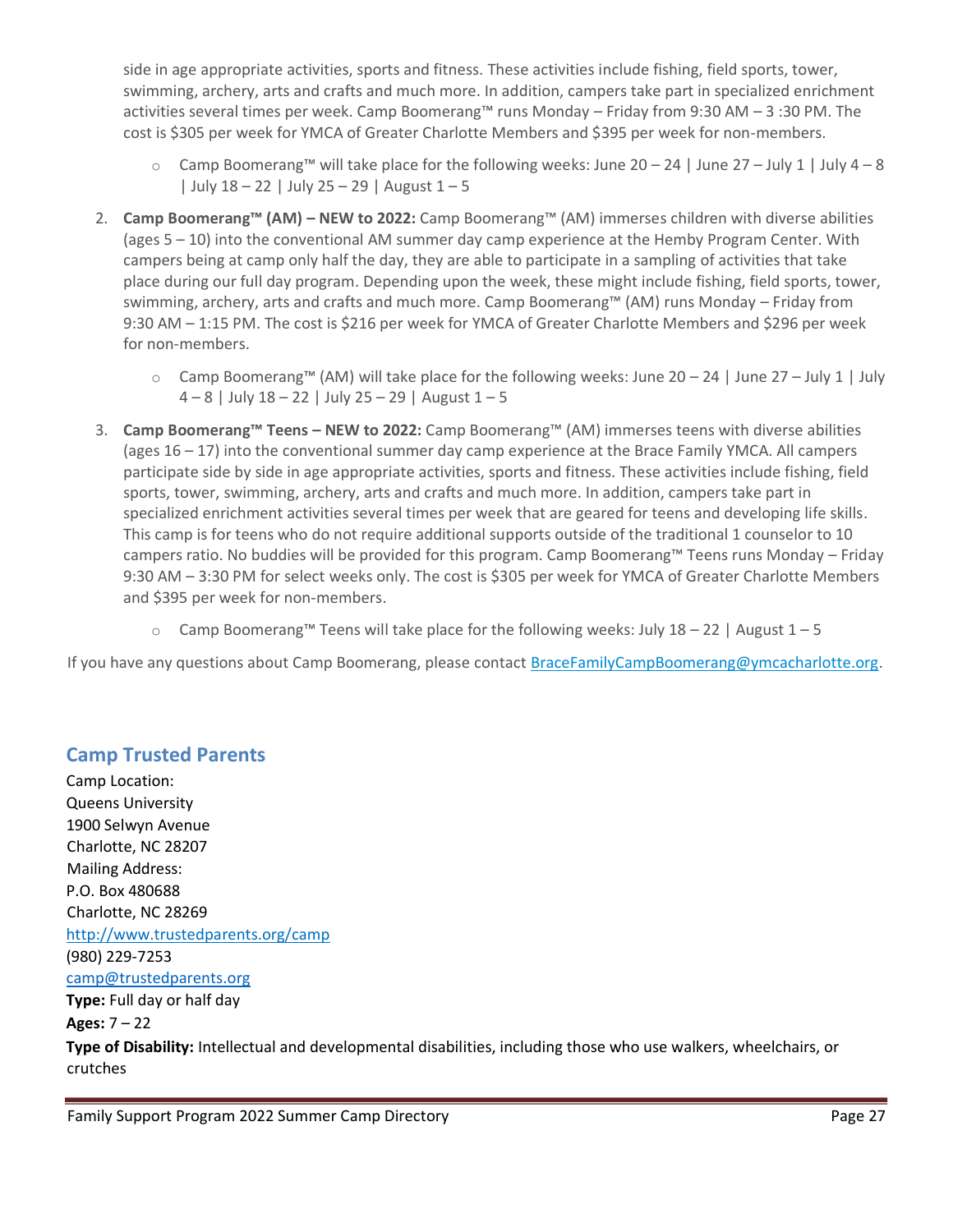side in age appropriate activities, sports and fitness. These activities include fishing, field sports, tower, swimming, archery, arts and crafts and much more. In addition, campers take part in specialized enrichment activities several times per week. Camp Boomerang™ runs Monday – Friday from 9:30 AM – 3 :30 PM. The cost is $305 per week for YMCA of Greater Charlotte Members and $395 per week for non-members.

   - Camp Boomerang™ will take place for the following weeks: June 20 – 24 | June 27 – July 1 | July 4 – 8 | July 18 – 22 | July 25 – 29 | August 1 – 5

2. **Camp Boomerang™ (AM) – NEW to 2022:** Camp Boomerang™ (AM) immerses children with diverse abilities (ages 5 – 10) into the conventional AM summer day camp experience at the Hemby Program Center. With campers being at camp only half the day, they are able to participate in a sampling of activities that take place during our full day program. Depending upon the week, these might include fishing, field sports, tower, swimming, archery, arts and crafts and much more. Camp Boomerang™ (AM) runs Monday – Friday from 9:30 AM – 1:15 PM. The cost is $216 per week for YMCA of Greater Charlotte Members and $296 per week for non-members.

   - Camp Boomerang™ (AM) will take place for the following weeks: June 20 – 24 | June 27 – July 1 | July 4 – 8 | July 18 – 22 | July 25 – 29 | August 1 – 5

3. **Camp Boomerang™ Teens – NEW to 2022:** Camp Boomerang™ (AM) immerses teens with diverse abilities (ages 16 – 17) into the conventional summer day camp experience at the Brace Family YMCA. All campers participate side by side in age appropriate activities, sports and fitness. These activities include fishing, field sports, tower, swimming, archery, arts and crafts and much more. In addition, campers take part in specialized enrichment activities several times per week that are geared for teens and developing life skills. This camp is for teens who do not require additional supports outside of the traditional 1 counselor to 10 campers ratio. No buddies will be provided for this program. Camp Boomerang™ Teens runs Monday – Friday 9:30 AM – 3:30 PM for select weeks only. The cost is $305 per week for YMCA of Greater Charlotte Members and $395 per week for non-members.

   - Camp Boomerang™ Teens will take place for the following weeks: July 18 – 22 | August 1 – 5

If you have any questions about Camp Boomerang, please contact BraceFamilyCampBoomerang@ymcacharlotte.org.

## Camp Trusted Parents

Camp Location:  
Queens University  
1900 Selwyn Avenue  
Charlotte, NC 28207  
Mailing Address:  
P.O. Box 480688  
Charlotte, NC 28269  
http://www.trustedparents.org/camp  
(980) 229-7253  
camp@trustedparents.org  
**Type:** Full day or half day  
**Ages:** 7 – 22  
**Type of Disability:** Intellectual and developmental disabilities, including those who use walkers, wheelchairs, or crutches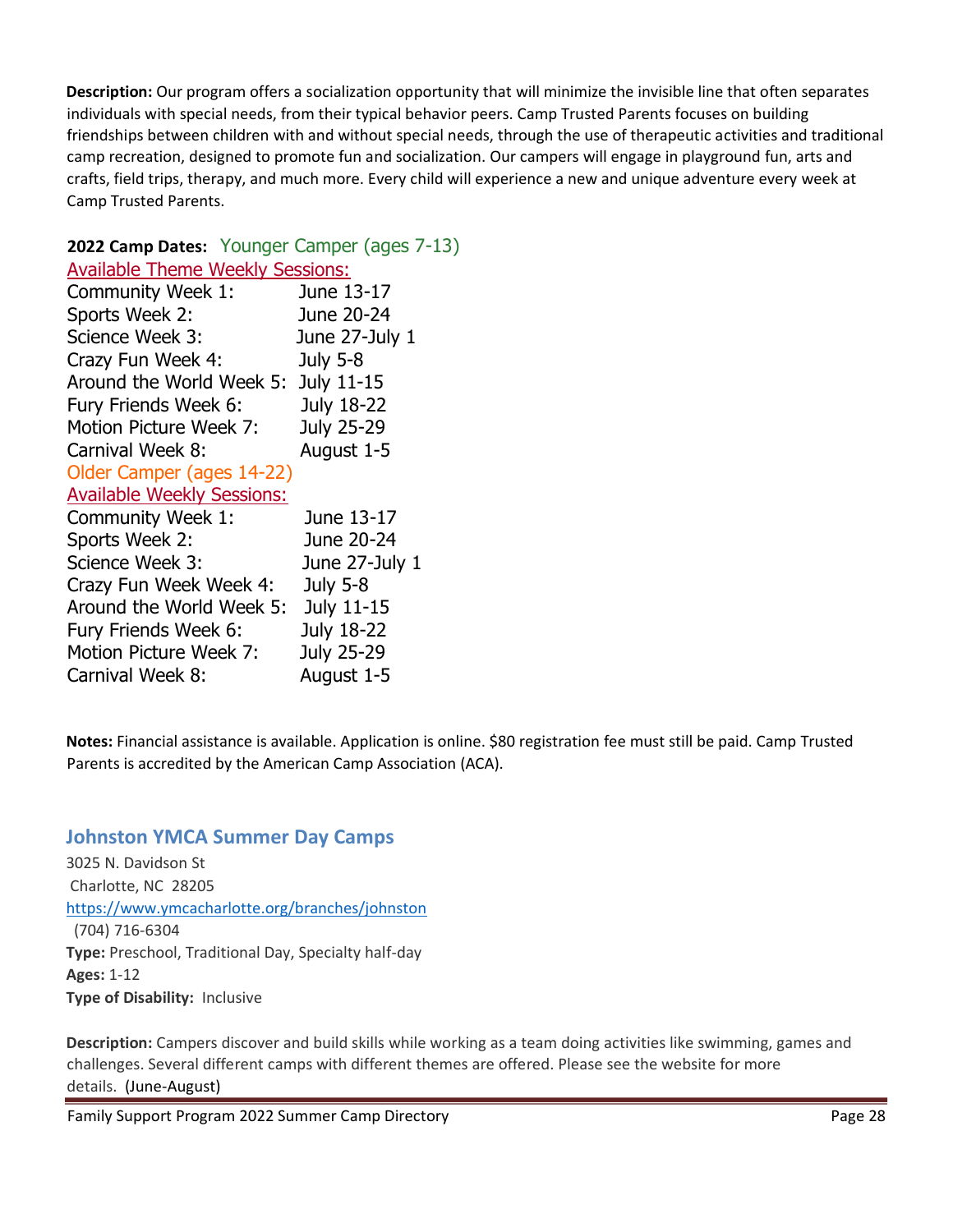**Description:** Our program offers a socialization opportunity that will minimize the invisible line that often separates individuals with special needs, from their typical behavior peers. Camp Trusted Parents focuses on building friendships between children with and without special needs, through the use of therapeutic activities and traditional camp recreation, designed to promote fun and socialization. Our campers will engage in playground fun, arts and crafts, field trips, therapy, and much more. Every child will experience a new and unique adventure every week at Camp Trusted Parents.

**2022 Camp Dates:** Younger Camper (ages 7-13)

Available Theme Weekly Sessions:

| | |
|---|---|
| Community Week 1: | June 13-17 |
| Sports Week 2: | June 20-24 |
| Science Week 3: | June 27-July 1 |
| Crazy Fun Week 4: | July 5-8 |
| Around the World Week 5: | July 11-15 |
| Fury Friends Week 6: | July 18-22 |
| Motion Picture Week 7: | July 25-29 |
| Carnival Week 8: | August 1-5 |

Older Camper (ages 14-22)

Available Weekly Sessions:

| | |
|---|---|
| Community Week 1: | June 13-17 |
| Sports Week 2: | June 20-24 |
| Science Week 3: | June 27-July 1 |
| Crazy Fun Week Week 4: | July 5-8 |
| Around the World Week 5: | July 11-15 |
| Fury Friends Week 6: | July 18-22 |
| Motion Picture Week 7: | July 25-29 |
| Carnival Week 8: | August 1-5 |

**Notes:** Financial assistance is available. Application is online. $80 registration fee must still be paid. Camp Trusted Parents is accredited by the American Camp Association (ACA).

## Johnston YMCA Summer Day Camps

3025 N. Davidson St
Charlotte, NC 28205
https://www.ymcacharlotte.org/branches/johnston
(704) 716-6304
**Type:** Preschool, Traditional Day, Specialty half-day
**Ages:** 1-12
**Type of Disability:** Inclusive

**Description:** Campers discover and build skills while working as a team doing activities like swimming, games and challenges. Several different camps with different themes are offered. Please see the website for more details. (June-August)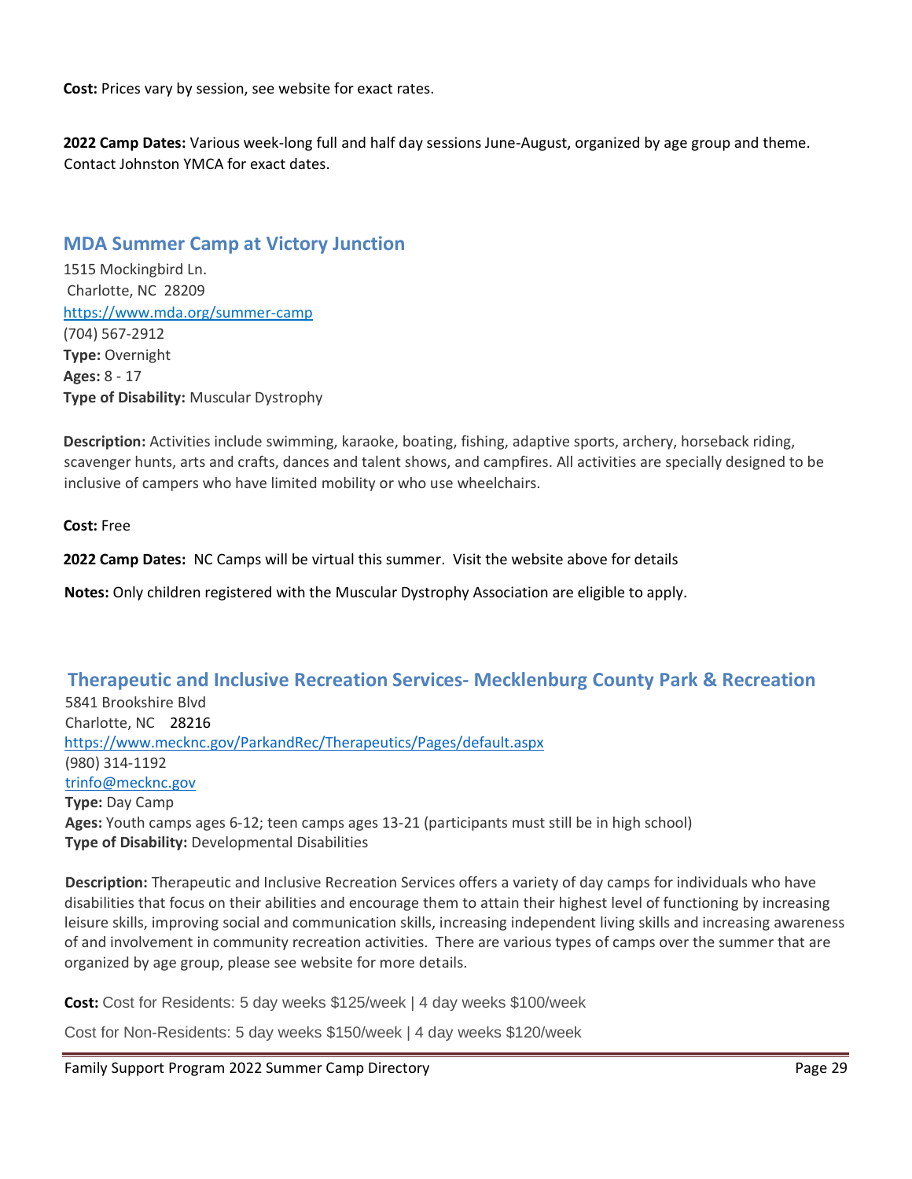**Cost:** Prices vary by session, see website for exact rates.

**2022 Camp Dates:** Various week-long full and half day sessions June-August, organized by age group and theme. Contact Johnston YMCA for exact dates.

## MDA Summer Camp at Victory Junction

1515 Mockingbird Ln.
Charlotte, NC 28209
https://www.mda.org/summer-camp
(704) 567-2912
**Type:** Overnight
**Ages:** 8 - 17
**Type of Disability:** Muscular Dystrophy

**Description:** Activities include swimming, karaoke, boating, fishing, adaptive sports, archery, horseback riding, scavenger hunts, arts and crafts, dances and talent shows, and campfires. All activities are specially designed to be inclusive of campers who have limited mobility or who use wheelchairs.

**Cost:** Free

**2022 Camp Dates:** NC Camps will be virtual this summer. Visit the website above for details

**Notes:** Only children registered with the Muscular Dystrophy Association are eligible to apply.

## Therapeutic and Inclusive Recreation Services- Mecklenburg County Park & Recreation

5841 Brookshire Blvd
Charlotte, NC 28216
https://www.mecknc.gov/ParkandRec/Therapeutics/Pages/default.aspx
(980) 314-1192
trinfo@mecknc.gov
**Type:** Day Camp
**Ages:** Youth camps ages 6-12; teen camps ages 13-21 (participants must still be in high school)
**Type of Disability:** Developmental Disabilities

**Description:** Therapeutic and Inclusive Recreation Services offers a variety of day camps for individuals who have disabilities that focus on their abilities and encourage them to attain their highest level of functioning by increasing leisure skills, improving social and communication skills, increasing independent living skills and increasing awareness of and involvement in community recreation activities. There are various types of camps over the summer that are organized by age group, please see website for more details.

**Cost:** Cost for Residents: 5 day weeks $125/week | 4 day weeks $100/week

Cost for Non-Residents: 5 day weeks $150/week | 4 day weeks $120/week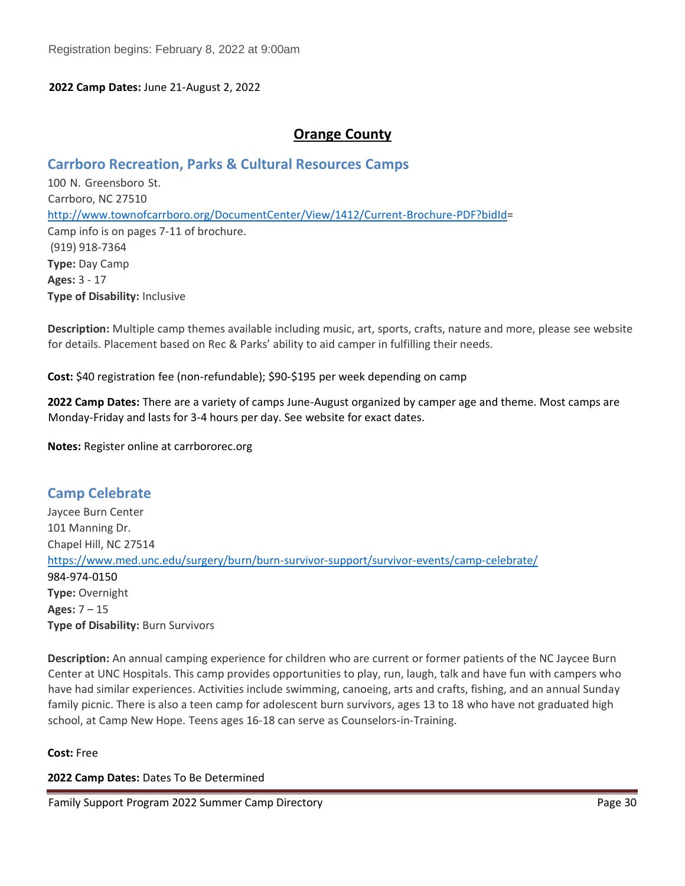Registration begins: February 8, 2022 at 9:00am

**2022 Camp Dates:** June 21-August 2, 2022

## Orange County

### Carrboro Recreation, Parks & Cultural Resources Camps

100 N. Greensboro St.
Carrboro, NC 27510
http://www.townofcarrboro.org/DocumentCenter/View/1412/Current-Brochure-PDF?bidId=
Camp info is on pages 7-11 of brochure.
(919) 918-7364
**Type:** Day Camp
**Ages:** 3 - 17
**Type of Disability:** Inclusive

**Description:** Multiple camp themes available including music, art, sports, crafts, nature and more, please see website for details. Placement based on Rec & Parks' ability to aid camper in fulfilling their needs.

**Cost:** $40 registration fee (non-refundable); $90-$195 per week depending on camp

**2022 Camp Dates:** There are a variety of camps June-August organized by camper age and theme. Most camps are Monday-Friday and lasts for 3-4 hours per day. See website for exact dates.

**Notes:** Register online at carrbororec.org

### Camp Celebrate

Jaycee Burn Center
101 Manning Dr.
Chapel Hill, NC 27514
https://www.med.unc.edu/surgery/burn/burn-survivor-support/survivor-events/camp-celebrate/
984-974-0150
**Type:** Overnight
**Ages:** 7 – 15
**Type of Disability:** Burn Survivors

**Description:** An annual camping experience for children who are current or former patients of the NC Jaycee Burn Center at UNC Hospitals. This camp provides opportunities to play, run, laugh, talk and have fun with campers who have had similar experiences. Activities include swimming, canoeing, arts and crafts, fishing, and an annual Sunday family picnic. There is also a teen camp for adolescent burn survivors, ages 13 to 18 who have not graduated high school, at Camp New Hope. Teens ages 16-18 can serve as Counselors-in-Training.

**Cost:** Free

**2022 Camp Dates:** Dates To Be Determined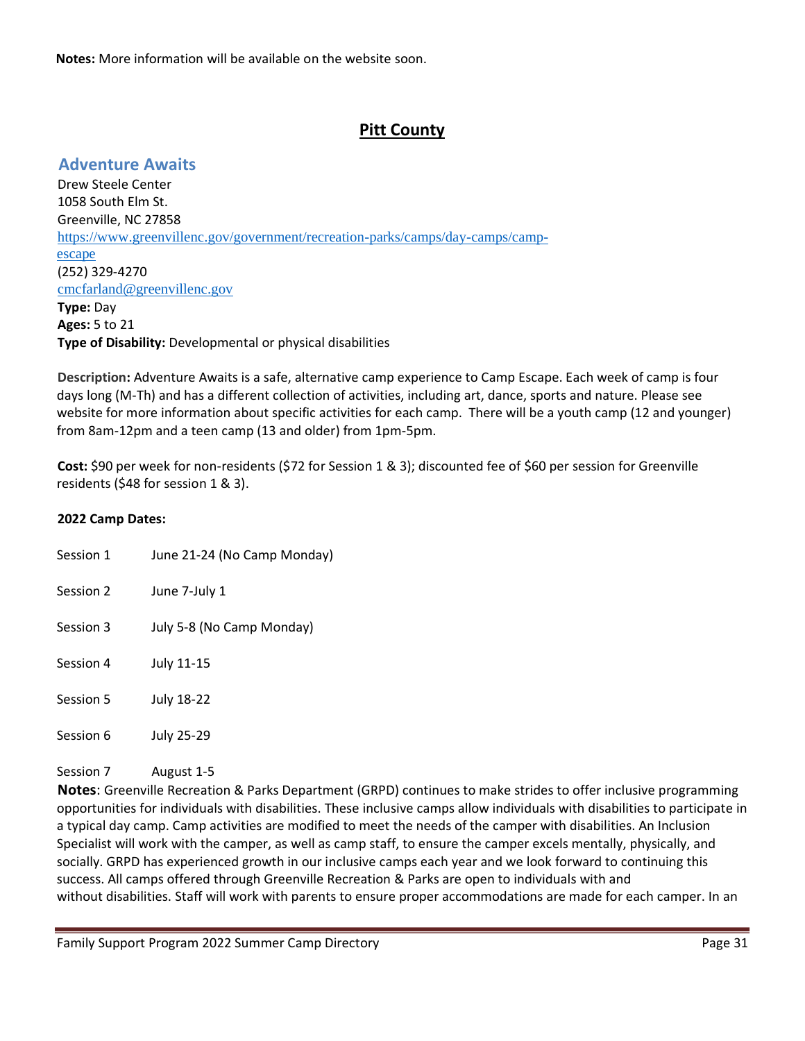**Notes:** More information will be available on the website soon.

## Pitt County

### Adventure Awaits

Drew Steele Center
1058 South Elm St.
Greenville, NC 27858
https://www.greenvillenc.gov/government/recreation-parks/camps/day-camps/camp-escape
(252) 329-4270
cmcfarland@greenvillenc.gov
**Type:** Day
**Ages:** 5 to 21
**Type of Disability:** Developmental or physical disabilities

**Description:** Adventure Awaits is a safe, alternative camp experience to Camp Escape. Each week of camp is four days long (M-Th) and has a different collection of activities, including art, dance, sports and nature. Please see website for more information about specific activities for each camp. There will be a youth camp (12 and younger) from 8am-12pm and a teen camp (13 and older) from 1pm-5pm.

**Cost:** $90 per week for non-residents ($72 for Session 1 & 3); discounted fee of $60 per session for Greenville residents ($48 for session 1 & 3).

**2022 Camp Dates:**

| | |
|---|---|
| Session 1 | June 21-24 (No Camp Monday) |
| Session 2 | June 7-July 1 |
| Session 3 | July 5-8 (No Camp Monday) |
| Session 4 | July 11-15 |
| Session 5 | July 18-22 |
| Session 6 | July 25-29 |
| Session 7 | August 1-5 |

**Notes**: Greenville Recreation & Parks Department (GRPD) continues to make strides to offer inclusive programming opportunities for individuals with disabilities. These inclusive camps allow individuals with disabilities to participate in a typical day camp. Camp activities are modified to meet the needs of the camper with disabilities. An Inclusion Specialist will work with the camper, as well as camp staff, to ensure the camper excels mentally, physically, and socially. GRPD has experienced growth in our inclusive camps each year and we look forward to continuing this success. All camps offered through Greenville Recreation & Parks are open to individuals with and without disabilities. Staff will work with parents to ensure proper accommodations are made for each camper. In an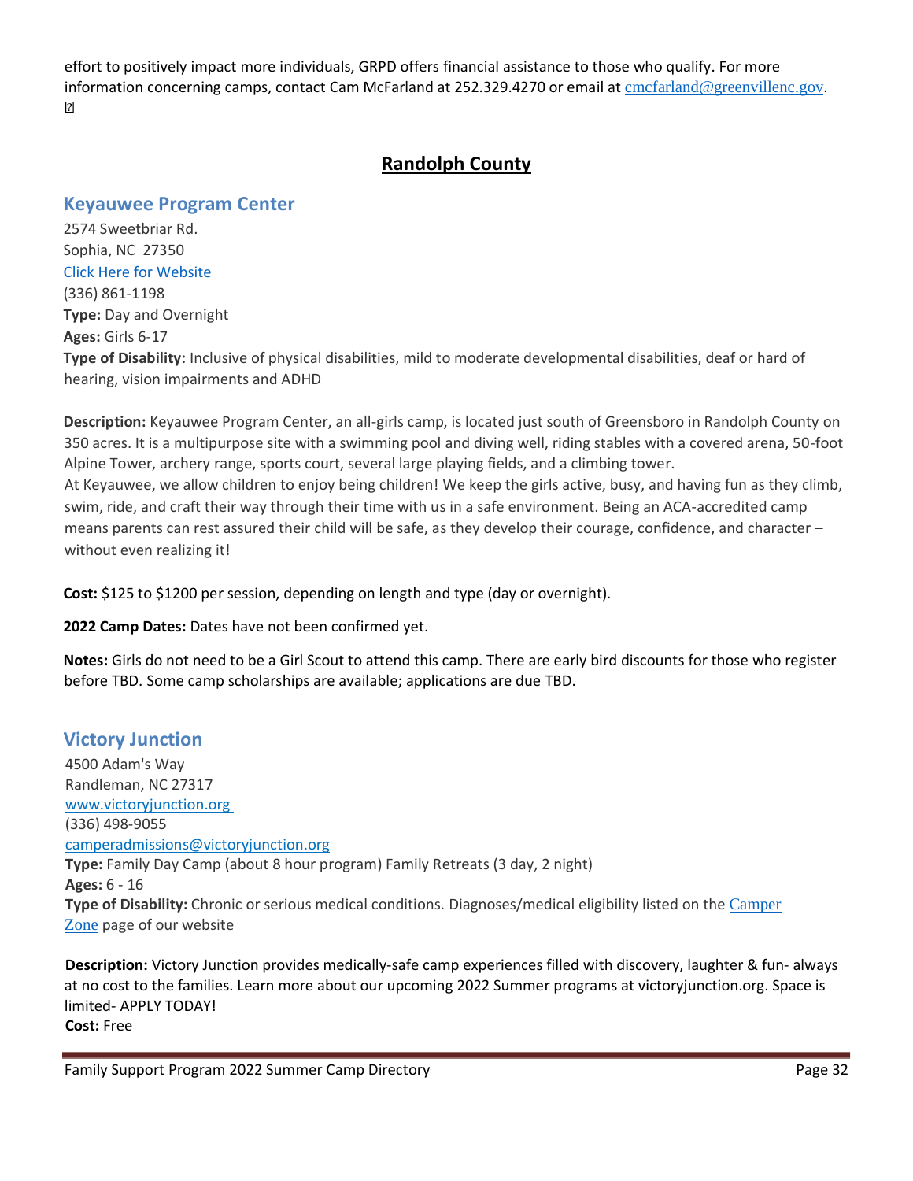effort to positively impact more individuals, GRPD offers financial assistance to those who qualify. For more information concerning camps, contact Cam McFarland at 252.329.4270 or email at cmcfarland@greenvillenc.gov.

## Randolph County

### Keyauwee Program Center

2574 Sweetbriar Rd.
Sophia, NC 27350
Click Here for Website
(336) 861-1198
**Type:** Day and Overnight
**Ages:** Girls 6-17
**Type of Disability:** Inclusive of physical disabilities, mild to moderate developmental disabilities, deaf or hard of hearing, vision impairments and ADHD

**Description:** Keyauwee Program Center, an all-girls camp, is located just south of Greensboro in Randolph County on 350 acres. It is a multipurpose site with a swimming pool and diving well, riding stables with a covered arena, 50-foot Alpine Tower, archery range, sports court, several large playing fields, and a climbing tower.
At Keyauwee, we allow children to enjoy being children! We keep the girls active, busy, and having fun as they climb, swim, ride, and craft their way through their time with us in a safe environment. Being an ACA-accredited camp means parents can rest assured their child will be safe, as they develop their courage, confidence, and character – without even realizing it!

**Cost:** $125 to $1200 per session, depending on length and type (day or overnight).

**2022 Camp Dates:** Dates have not been confirmed yet.

**Notes:** Girls do not need to be a Girl Scout to attend this camp. There are early bird discounts for those who register before TBD. Some camp scholarships are available; applications are due TBD.

### Victory Junction

4500 Adam's Way
Randleman, NC 27317
www.victoryjunction.org
(336) 498-9055
camperadmissions@victoryjunction.org
**Type:** Family Day Camp (about 8 hour program) Family Retreats (3 day, 2 night)
**Ages:** 6 - 16
**Type of Disability:** Chronic or serious medical conditions. Diagnoses/medical eligibility listed on the Camper Zone page of our website

**Description:** Victory Junction provides medically-safe camp experiences filled with discovery, laughter & fun- always at no cost to the families. Learn more about our upcoming 2022 Summer programs at victoryjunction.org. Space is limited- APPLY TODAY!
**Cost:** Free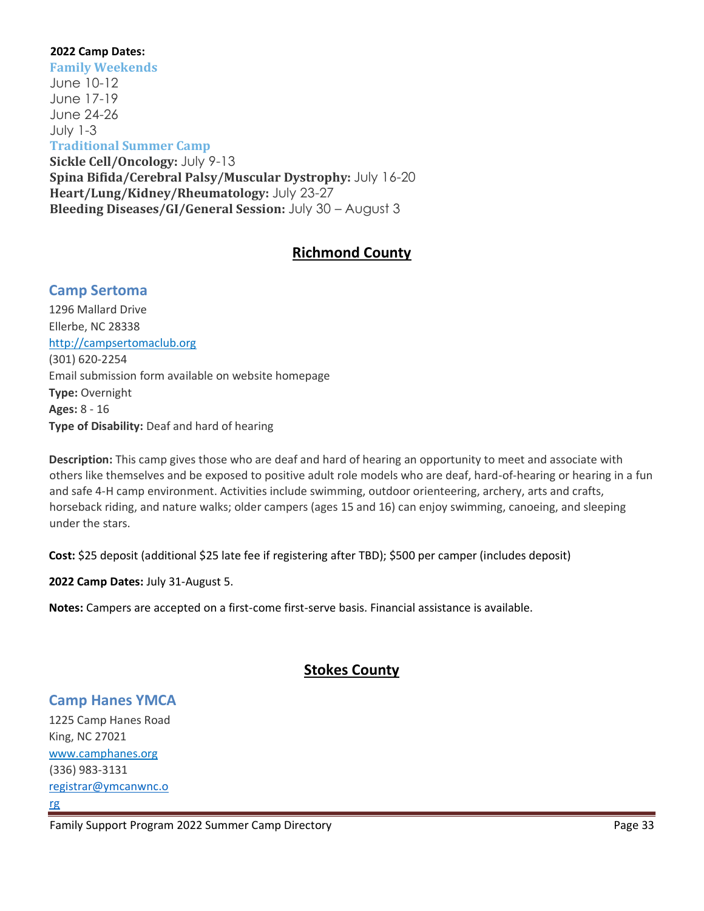**2022 Camp Dates:**

**Family Weekends**

June 10-12
June 17-19
June 24-26
July 1-3

**Traditional Summer Camp**

**Sickle Cell/Oncology:** July 9-13
**Spina Bifida/Cerebral Palsy/Muscular Dystrophy:** July 16-20
**Heart/Lung/Kidney/Rheumatology:** July 23-27
**Bleeding Diseases/GI/General Session:** July 30 – August 3

## Richmond County

### Camp Sertoma

1296 Mallard Drive
Ellerbe, NC 28338
http://campsertomaclub.org
(301) 620-2254
Email submission form available on website homepage
**Type:** Overnight
**Ages:** 8 - 16
**Type of Disability:** Deaf and hard of hearing

**Description:** This camp gives those who are deaf and hard of hearing an opportunity to meet and associate with others like themselves and be exposed to positive adult role models who are deaf, hard-of-hearing or hearing in a fun and safe 4-H camp environment. Activities include swimming, outdoor orienteering, archery, arts and crafts, horseback riding, and nature walks; older campers (ages 15 and 16) can enjoy swimming, canoeing, and sleeping under the stars.

**Cost:** $25 deposit (additional $25 late fee if registering after TBD); $500 per camper (includes deposit)

**2022 Camp Dates:** July 31-August 5.

**Notes:** Campers are accepted on a first-come first-serve basis. Financial assistance is available.

## Stokes County

### Camp Hanes YMCA

1225 Camp Hanes Road
King, NC 27021
www.camphanes.org
(336) 983-3131
registrar@ymcanwnc.org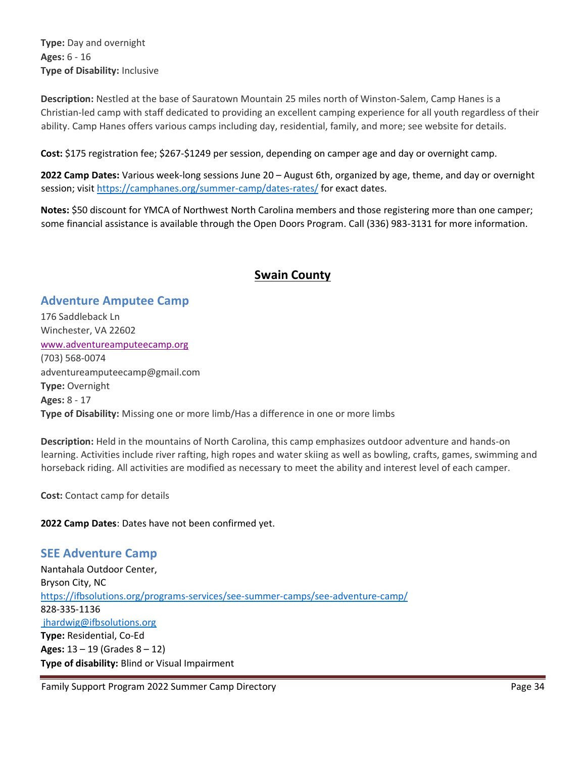**Type:** Day and overnight
**Ages:** 6 - 16
**Type of Disability:** Inclusive

**Description:** Nestled at the base of Sauratown Mountain 25 miles north of Winston-Salem, Camp Hanes is a Christian-led camp with staff dedicated to providing an excellent camping experience for all youth regardless of their ability. Camp Hanes offers various camps including day, residential, family, and more; see website for details.

**Cost:** $175 registration fee; $267-$1249 per session, depending on camper age and day or overnight camp.

**2022 Camp Dates:** Various week-long sessions June 20 – August 6th, organized by age, theme, and day or overnight session; visit https://camphanes.org/summer-camp/dates-rates/ for exact dates.

**Notes:** $50 discount for YMCA of Northwest North Carolina members and those registering more than one camper; some financial assistance is available through the Open Doors Program. Call (336) 983-3131 for more information.

## Swain County

### Adventure Amputee Camp

176 Saddleback Ln
Winchester, VA 22602
www.adventureamputeecamp.org
(703) 568-0074
adventureamputeecamp@gmail.com
**Type:** Overnight
**Ages:** 8 - 17
**Type of Disability:** Missing one or more limb/Has a difference in one or more limbs

**Description:** Held in the mountains of North Carolina, this camp emphasizes outdoor adventure and hands-on learning. Activities include river rafting, high ropes and water skiing as well as bowling, crafts, games, swimming and horseback riding. All activities are modified as necessary to meet the ability and interest level of each camper.

**Cost:** Contact camp for details

**2022 Camp Dates**: Dates have not been confirmed yet.

### SEE Adventure Camp

Nantahala Outdoor Center,
Bryson City, NC
https://ifbsolutions.org/programs-services/see-summer-camps/see-adventure-camp/
828-335-1136
jhardwig@ifbsolutions.org
**Type:** Residential, Co-Ed
**Ages:** 13 – 19 (Grades 8 – 12)
**Type of disability:** Blind or Visual Impairment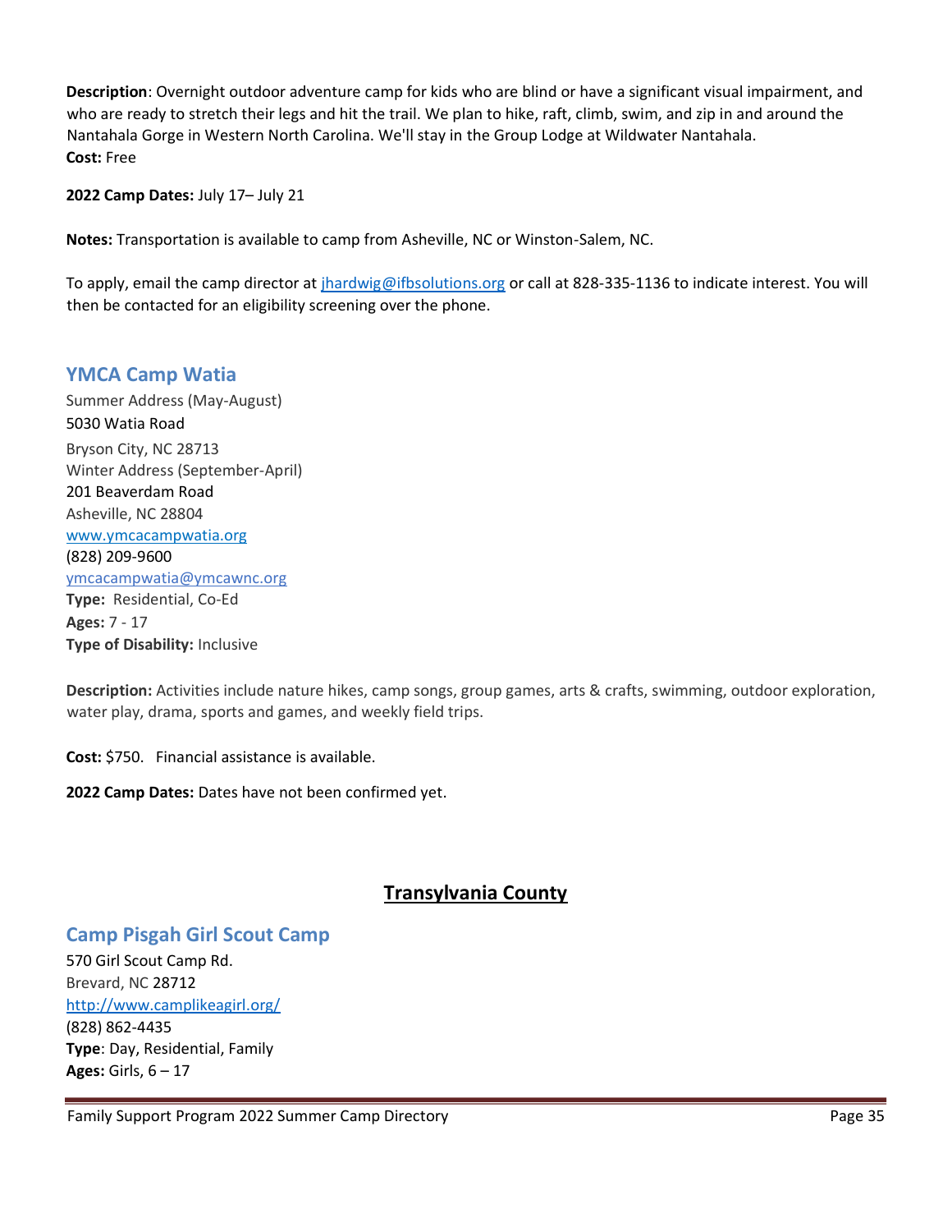**Description**: Overnight outdoor adventure camp for kids who are blind or have a significant visual impairment, and who are ready to stretch their legs and hit the trail. We plan to hike, raft, climb, swim, and zip in and around the Nantahala Gorge in Western North Carolina. We'll stay in the Group Lodge at Wildwater Nantahala.
**Cost:** Free

**2022 Camp Dates:** July 17– July 21

**Notes:** Transportation is available to camp from Asheville, NC or Winston-Salem, NC.

To apply, email the camp director at jhardwig@ifbsolutions.org or call at 828-335-1136 to indicate interest. You will then be contacted for an eligibility screening over the phone.

## YMCA Camp Watia

Summer Address (May-August)
5030 Watia Road
Bryson City, NC 28713
Winter Address (September-April)
201 Beaverdam Road
Asheville, NC 28804
www.ymcacampwatia.org
(828) 209-9600
ymcacampwatia@ymcawnc.org
**Type:** Residential, Co-Ed
**Ages:** 7 - 17
**Type of Disability:** Inclusive

**Description:** Activities include nature hikes, camp songs, group games, arts & crafts, swimming, outdoor exploration, water play, drama, sports and games, and weekly field trips.

**Cost:** $750. Financial assistance is available.

**2022 Camp Dates:** Dates have not been confirmed yet.

# Transylvania County

## Camp Pisgah Girl Scout Camp

570 Girl Scout Camp Rd.
Brevard, NC 28712
http://www.camplikeagirl.org/
(828) 862-4435
**Type**: Day, Residential, Family
**Ages:** Girls, 6 – 17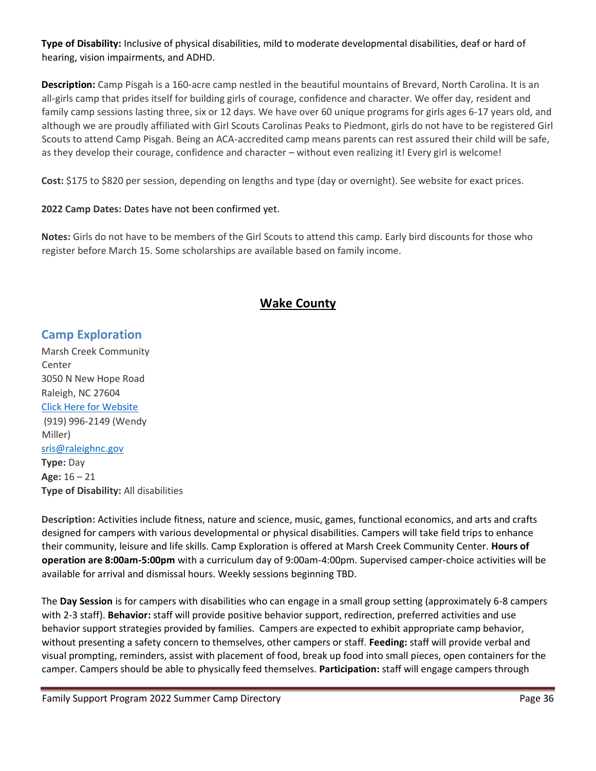**Type of Disability:** Inclusive of physical disabilities, mild to moderate developmental disabilities, deaf or hard of hearing, vision impairments, and ADHD.

**Description:** Camp Pisgah is a 160-acre camp nestled in the beautiful mountains of Brevard, North Carolina. It is an all-girls camp that prides itself for building girls of courage, confidence and character. We offer day, resident and family camp sessions lasting three, six or 12 days. We have over 60 unique programs for girls ages 6-17 years old, and although we are proudly affiliated with Girl Scouts Carolinas Peaks to Piedmont, girls do not have to be registered Girl Scouts to attend Camp Pisgah. Being an ACA-accredited camp means parents can rest assured their child will be safe, as they develop their courage, confidence and character – without even realizing it! Every girl is welcome!

**Cost:** $175 to $820 per session, depending on lengths and type (day or overnight). See website for exact prices.

**2022 Camp Dates:** Dates have not been confirmed yet.

**Notes:** Girls do not have to be members of the Girl Scouts to attend this camp. Early bird discounts for those who register before March 15. Some scholarships are available based on family income.

## Wake County

### Camp Exploration

Marsh Creek Community Center
3050 N New Hope Road
Raleigh, NC 27604
Click Here for Website
(919) 996-2149 (Wendy Miller)
sris@raleighnc.gov
**Type:** Day
**Age:** 16 – 21
**Type of Disability:** All disabilities

**Description:** Activities include fitness, nature and science, music, games, functional economics, and arts and crafts designed for campers with various developmental or physical disabilities. Campers will take field trips to enhance their community, leisure and life skills. Camp Exploration is offered at Marsh Creek Community Center. **Hours of operation are 8:00am-5:00pm** with a curriculum day of 9:00am-4:00pm. Supervised camper-choice activities will be available for arrival and dismissal hours. Weekly sessions beginning TBD.

The **Day Session** is for campers with disabilities who can engage in a small group setting (approximately 6-8 campers with 2-3 staff). **Behavior:** staff will provide positive behavior support, redirection, preferred activities and use behavior support strategies provided by families. Campers are expected to exhibit appropriate camp behavior, without presenting a safety concern to themselves, other campers or staff. **Feeding:** staff will provide verbal and visual prompting, reminders, assist with placement of food, break up food into small pieces, open containers for the camper. Campers should be able to physically feed themselves. **Participation:** staff will engage campers through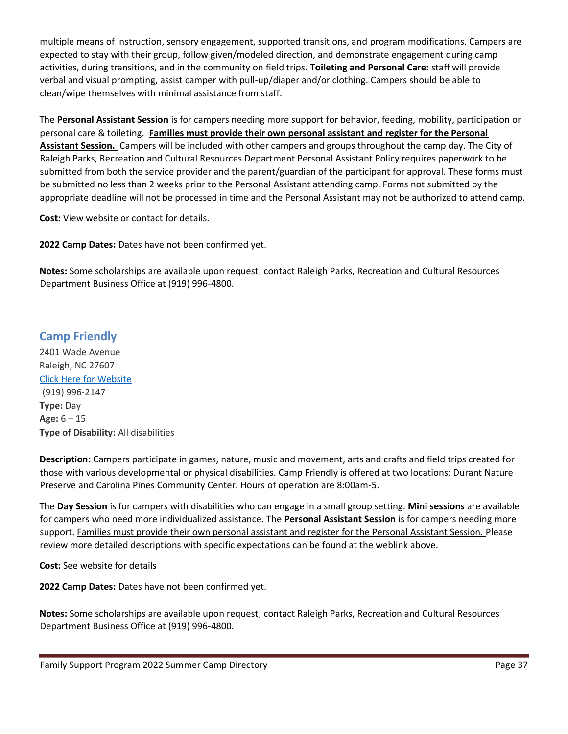multiple means of instruction, sensory engagement, supported transitions, and program modifications. Campers are expected to stay with their group, follow given/modeled direction, and demonstrate engagement during camp activities, during transitions, and in the community on field trips. **Toileting and Personal Care:** staff will provide verbal and visual prompting, assist camper with pull-up/diaper and/or clothing. Campers should be able to clean/wipe themselves with minimal assistance from staff.

The **Personal Assistant Session** is for campers needing more support for behavior, feeding, mobility, participation or personal care & toileting. **<u>Families must provide their own personal assistant and register for the Personal Assistant Session.</u>** Campers will be included with other campers and groups throughout the camp day. The City of Raleigh Parks, Recreation and Cultural Resources Department Personal Assistant Policy requires paperwork to be submitted from both the service provider and the parent/guardian of the participant for approval. These forms must be submitted no less than 2 weeks prior to the Personal Assistant attending camp. Forms not submitted by the appropriate deadline will not be processed in time and the Personal Assistant may not be authorized to attend camp.

**Cost:** View website or contact for details.

**2022 Camp Dates:** Dates have not been confirmed yet.

**Notes:** Some scholarships are available upon request; contact Raleigh Parks, Recreation and Cultural Resources Department Business Office at (919) 996-4800.

## Camp Friendly

2401 Wade Avenue
Raleigh, NC 27607
[Click Here for Website]()
(919) 996-2147
**Type:** Day
**Age:** 6 – 15
**Type of Disability:** All disabilities

**Description:** Campers participate in games, nature, music and movement, arts and crafts and field trips created for those with various developmental or physical disabilities. Camp Friendly is offered at two locations: Durant Nature Preserve and Carolina Pines Community Center. Hours of operation are 8:00am-5.

The **Day Session** is for campers with disabilities who can engage in a small group setting. **Mini sessions** are available for campers who need more individualized assistance. The **Personal Assistant Session** is for campers needing more support. <u>Families must provide their own personal assistant and register for the Personal Assistant Session.</u> Please review more detailed descriptions with specific expectations can be found at the weblink above.

**Cost:** See website for details

**2022 Camp Dates:** Dates have not been confirmed yet.

**Notes:** Some scholarships are available upon request; contact Raleigh Parks, Recreation and Cultural Resources Department Business Office at (919) 996-4800.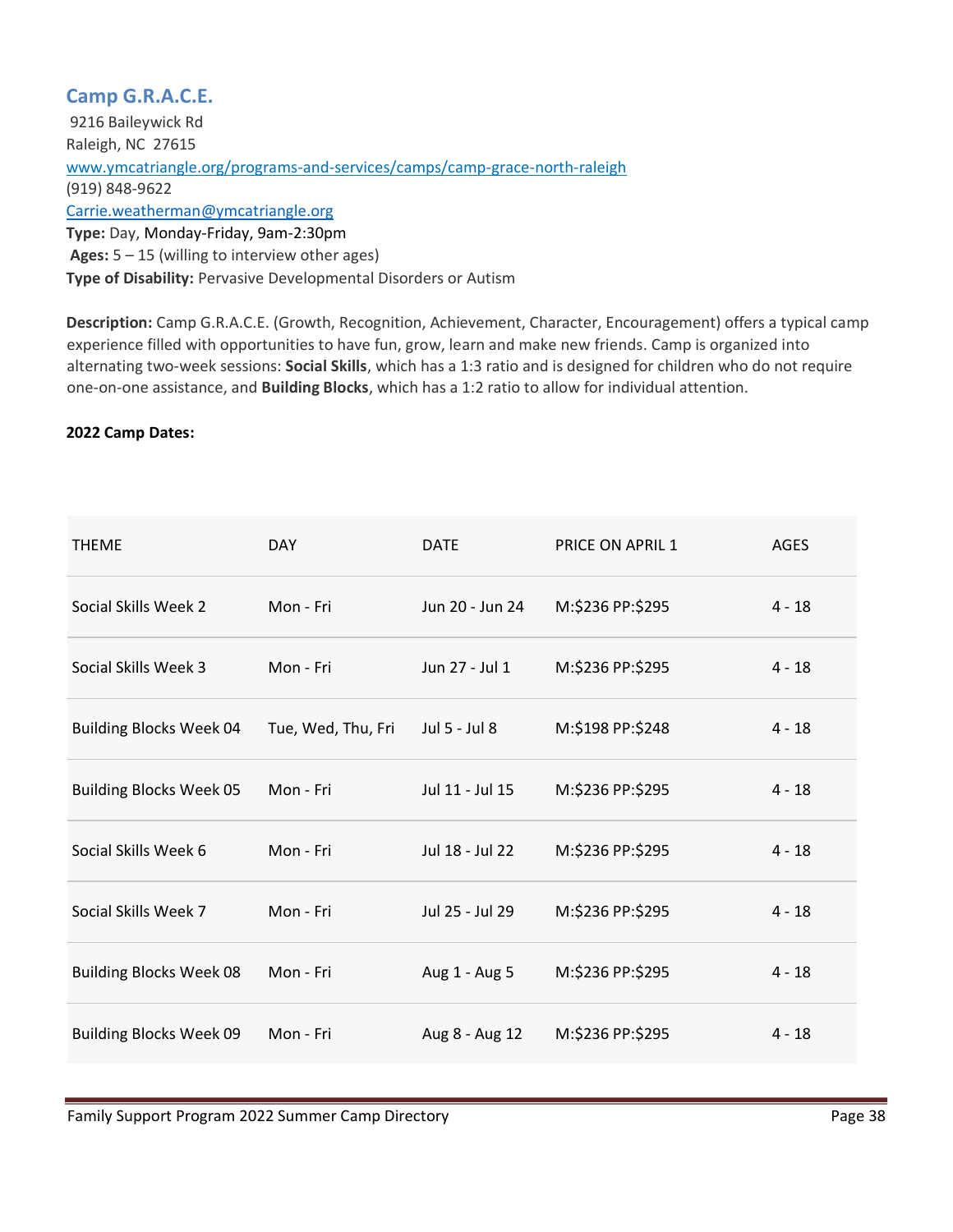## Camp G.R.A.C.E.

9216 Baileywick Rd
Raleigh, NC 27615
www.ymcatriangle.org/programs-and-services/camps/camp-grace-north-raleigh
(919) 848-9622
Carrie.weatherman@ymcatriangle.org
**Type:** Day, Monday-Friday, 9am-2:30pm
**Ages:** 5 – 15 (willing to interview other ages)
**Type of Disability:** Pervasive Developmental Disorders or Autism

**Description:** Camp G.R.A.C.E. (Growth, Recognition, Achievement, Character, Encouragement) offers a typical camp experience filled with opportunities to have fun, grow, learn and make new friends. Camp is organized into alternating two-week sessions: **Social Skills**, which has a 1:3 ratio and is designed for children who do not require one-on-one assistance, and **Building Blocks**, which has a 1:2 ratio to allow for individual attention.

**2022 Camp Dates:**

| THEME | DAY | DATE | PRICE ON APRIL 1 | AGES |
|---|---|---|---|---|
| Social Skills Week 2 | Mon - Fri | Jun 20 - Jun 24 | M:$236 PP:$295 | 4 - 18 |
| Social Skills Week 3 | Mon - Fri | Jun 27 - Jul 1 | M:$236 PP:$295 | 4 - 18 |
| Building Blocks Week 04 | Tue, Wed, Thu, Fri | Jul 5 - Jul 8 | M:$198 PP:$248 | 4 - 18 |
| Building Blocks Week 05 | Mon - Fri | Jul 11 - Jul 15 | M:$236 PP:$295 | 4 - 18 |
| Social Skills Week 6 | Mon - Fri | Jul 18 - Jul 22 | M:$236 PP:$295 | 4 - 18 |
| Social Skills Week 7 | Mon - Fri | Jul 25 - Jul 29 | M:$236 PP:$295 | 4 - 18 |
| Building Blocks Week 08 | Mon - Fri | Aug 1 - Aug 5 | M:$236 PP:$295 | 4 - 18 |
| Building Blocks Week 09 | Mon - Fri | Aug 8 - Aug 12 | M:$236 PP:$295 | 4 - 18 |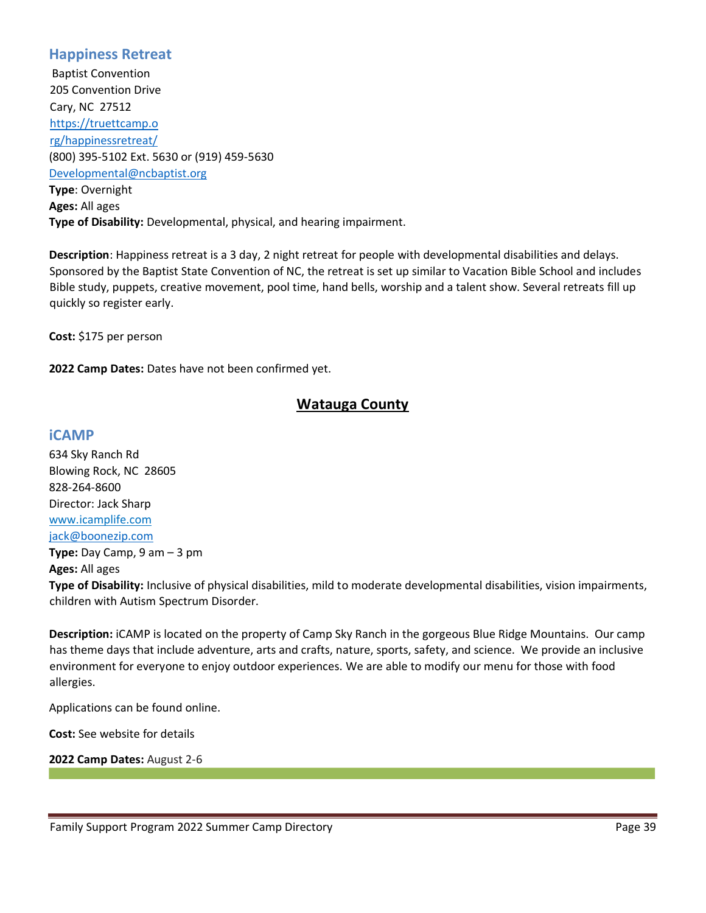### Happiness Retreat

Baptist Convention
205 Convention Drive
Cary, NC 27512
https://truettcamp.org/happinessretreat/
(800) 395-5102 Ext. 5630 or (919) 459-5630
Developmental@ncbaptist.org
**Type**: Overnight
**Ages:** All ages
**Type of Disability:** Developmental, physical, and hearing impairment.

**Description**: Happiness retreat is a 3 day, 2 night retreat for people with developmental disabilities and delays. Sponsored by the Baptist State Convention of NC, the retreat is set up similar to Vacation Bible School and includes Bible study, puppets, creative movement, pool time, hand bells, worship and a talent show. Several retreats fill up quickly so register early.

**Cost:** $175 per person

**2022 Camp Dates:** Dates have not been confirmed yet.

## Watauga County

### iCAMP

634 Sky Ranch Rd
Blowing Rock, NC 28605
828-264-8600
Director: Jack Sharp
www.icamplife.com
jack@boonezip.com
**Type:** Day Camp, 9 am – 3 pm
**Ages:** All ages
**Type of Disability:** Inclusive of physical disabilities, mild to moderate developmental disabilities, vision impairments, children with Autism Spectrum Disorder.

**Description:** iCAMP is located on the property of Camp Sky Ranch in the gorgeous Blue Ridge Mountains. Our camp has theme days that include adventure, arts and crafts, nature, sports, safety, and science. We provide an inclusive environment for everyone to enjoy outdoor experiences. We are able to modify our menu for those with food allergies.

Applications can be found online.

**Cost:** See website for details

**2022 Camp Dates:** August 2-6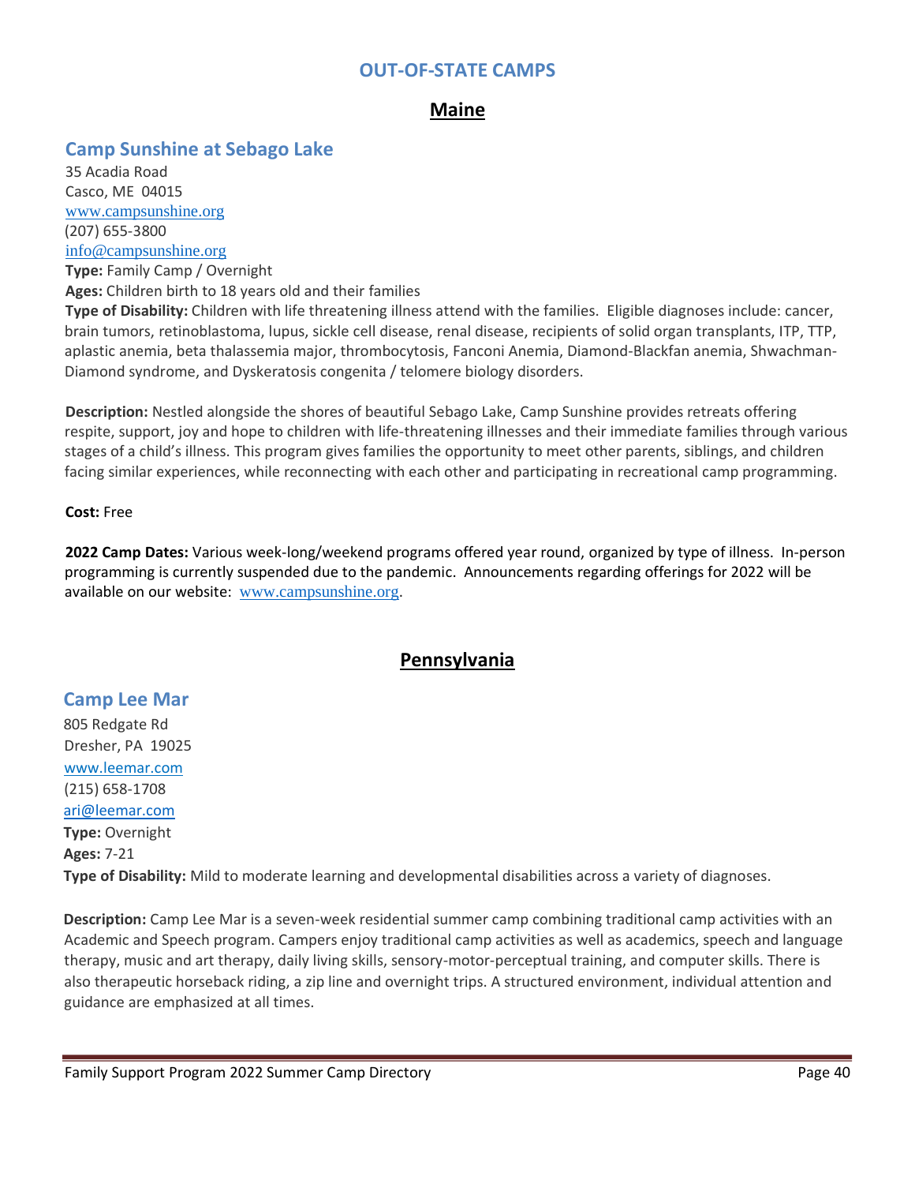# OUT-OF-STATE CAMPS

## Maine

### Camp Sunshine at Sebago Lake

35 Acadia Road
Casco, ME 04015
www.campsunshine.org
(207) 655-3800
info@campsunshine.org
**Type:** Family Camp / Overnight
**Ages:** Children birth to 18 years old and their families
**Type of Disability:** Children with life threatening illness attend with the families. Eligible diagnoses include: cancer, brain tumors, retinoblastoma, lupus, sickle cell disease, renal disease, recipients of solid organ transplants, ITP, TTP, aplastic anemia, beta thalassemia major, thrombocytosis, Fanconi Anemia, Diamond-Blackfan anemia, Shwachman-Diamond syndrome, and Dyskeratosis congenita / telomere biology disorders.

**Description:** Nestled alongside the shores of beautiful Sebago Lake, Camp Sunshine provides retreats offering respite, support, joy and hope to children with life-threatening illnesses and their immediate families through various stages of a child's illness. This program gives families the opportunity to meet other parents, siblings, and children facing similar experiences, while reconnecting with each other and participating in recreational camp programming.

**Cost:** Free

**2022 Camp Dates:** Various week-long/weekend programs offered year round, organized by type of illness. In-person programming is currently suspended due to the pandemic. Announcements regarding offerings for 2022 will be available on our website: www.campsunshine.org.

## Pennsylvania

### Camp Lee Mar

805 Redgate Rd
Dresher, PA 19025
www.leemar.com
(215) 658-1708
ari@leemar.com
**Type:** Overnight
**Ages:** 7-21
**Type of Disability:** Mild to moderate learning and developmental disabilities across a variety of diagnoses.

**Description:** Camp Lee Mar is a seven-week residential summer camp combining traditional camp activities with an Academic and Speech program. Campers enjoy traditional camp activities as well as academics, speech and language therapy, music and art therapy, daily living skills, sensory-motor-perceptual training, and computer skills. There is also therapeutic horseback riding, a zip line and overnight trips. A structured environment, individual attention and guidance are emphasized at all times.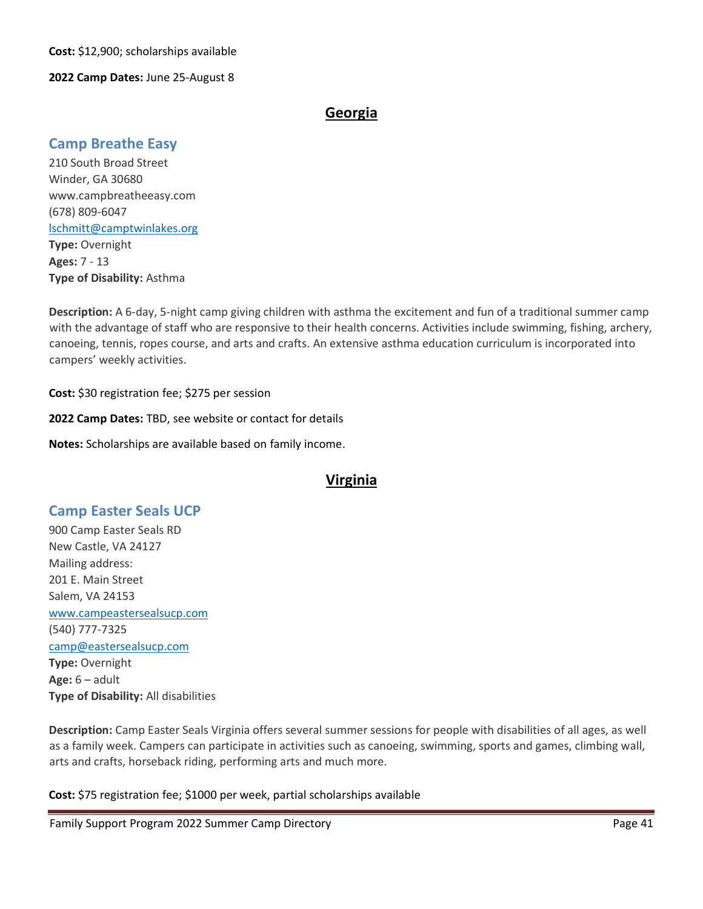**Cost:** $12,900; scholarships available

**2022 Camp Dates:** June 25-August 8

## Georgia

### Camp Breathe Easy

210 South Broad Street
Winder, GA 30680
www.campbreatheeasy.com
(678) 809-6047
lschmitt@camptwinlakes.org
**Type:** Overnight
**Ages:** 7 - 13
**Type of Disability:** Asthma

**Description:** A 6-day, 5-night camp giving children with asthma the excitement and fun of a traditional summer camp with the advantage of staff who are responsive to their health concerns. Activities include swimming, fishing, archery, canoeing, tennis, ropes course, and arts and crafts. An extensive asthma education curriculum is incorporated into campers' weekly activities.

**Cost:** $30 registration fee; $275 per session

**2022 Camp Dates:** TBD, see website or contact for details

**Notes:** Scholarships are available based on family income.

## Virginia

### Camp Easter Seals UCP

900 Camp Easter Seals RD
New Castle, VA 24127
Mailing address:
201 E. Main Street
Salem, VA 24153
www.campeastersealsucp.com
(540) 777-7325
camp@eastersealsucp.com
**Type:** Overnight
**Age:** 6 – adult
**Type of Disability:** All disabilities

**Description:** Camp Easter Seals Virginia offers several summer sessions for people with disabilities of all ages, as well as a family week. Campers can participate in activities such as canoeing, swimming, sports and games, climbing wall, arts and crafts, horseback riding, performing arts and much more.

**Cost:** $75 registration fee; $1000 per week, partial scholarships available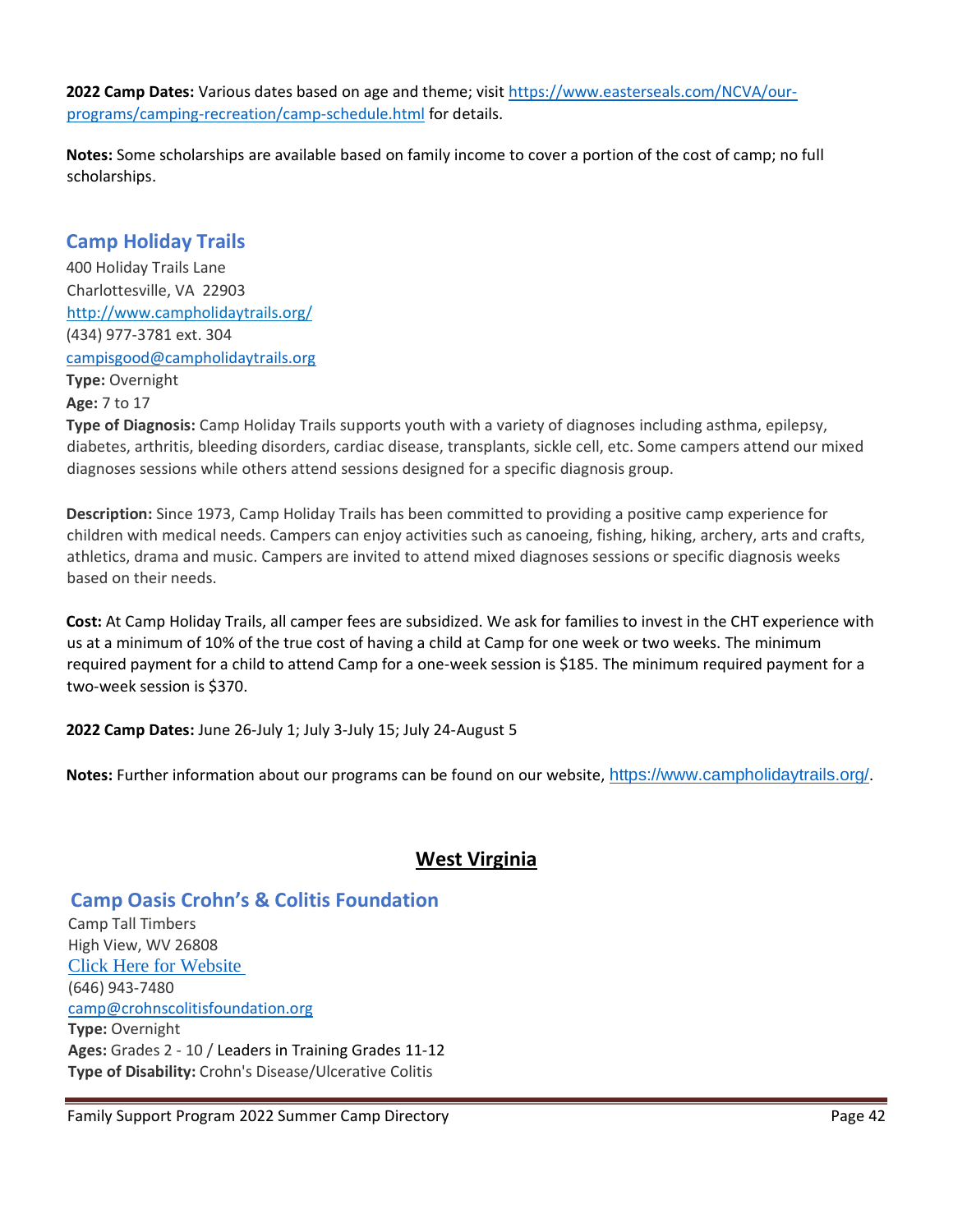**2022 Camp Dates:** Various dates based on age and theme; visit https://www.easterseals.com/NCVA/our-programs/camping-recreation/camp-schedule.html for details.

**Notes:** Some scholarships are available based on family income to cover a portion of the cost of camp; no full scholarships.

## Camp Holiday Trails

400 Holiday Trails Lane
Charlottesville, VA 22903
http://www.campholidaytrails.org/
(434) 977-3781 ext. 304
campisgood@campholidaytrails.org
**Type:** Overnight
**Age:** 7 to 17
**Type of Diagnosis:** Camp Holiday Trails supports youth with a variety of diagnoses including asthma, epilepsy, diabetes, arthritis, bleeding disorders, cardiac disease, transplants, sickle cell, etc. Some campers attend our mixed diagnoses sessions while others attend sessions designed for a specific diagnosis group.

**Description:** Since 1973, Camp Holiday Trails has been committed to providing a positive camp experience for children with medical needs. Campers can enjoy activities such as canoeing, fishing, hiking, archery, arts and crafts, athletics, drama and music. Campers are invited to attend mixed diagnoses sessions or specific diagnosis weeks based on their needs.

**Cost:** At Camp Holiday Trails, all camper fees are subsidized. We ask for families to invest in the CHT experience with us at a minimum of 10% of the true cost of having a child at Camp for one week or two weeks. The minimum required payment for a child to attend Camp for a one-week session is $185. The minimum required payment for a two-week session is $370.

**2022 Camp Dates:** June 26-July 1; July 3-July 15; July 24-August 5

**Notes:** Further information about our programs can be found on our website, https://www.campholidaytrails.org/.

# West Virginia

## Camp Oasis Crohn's & Colitis Foundation

Camp Tall Timbers
High View, WV 26808
Click Here for Website
(646) 943-7480
camp@crohnscolitisfoundation.org
**Type:** Overnight
**Ages:** Grades 2 - 10 / Leaders in Training Grades 11-12
**Type of Disability:** Crohn's Disease/Ulcerative Colitis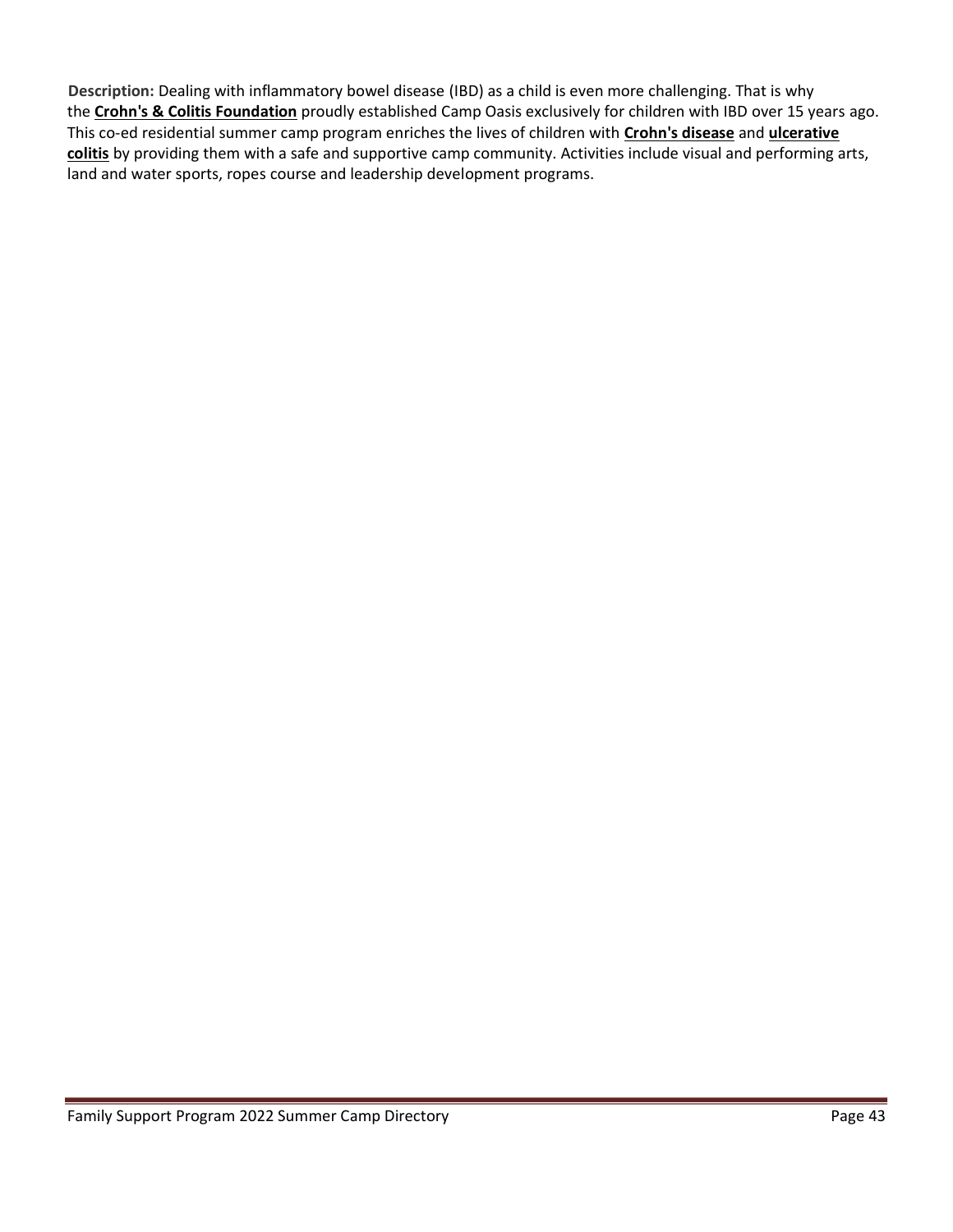**Description:** Dealing with inflammatory bowel disease (IBD) as a child is even more challenging. That is why the **Crohn's & Colitis Foundation** proudly established Camp Oasis exclusively for children with IBD over 15 years ago. This co-ed residential summer camp program enriches the lives of children with **Crohn's disease** and **ulcerative colitis** by providing them with a safe and supportive camp community. Activities include visual and performing arts, land and water sports, ropes course and leadership development programs.